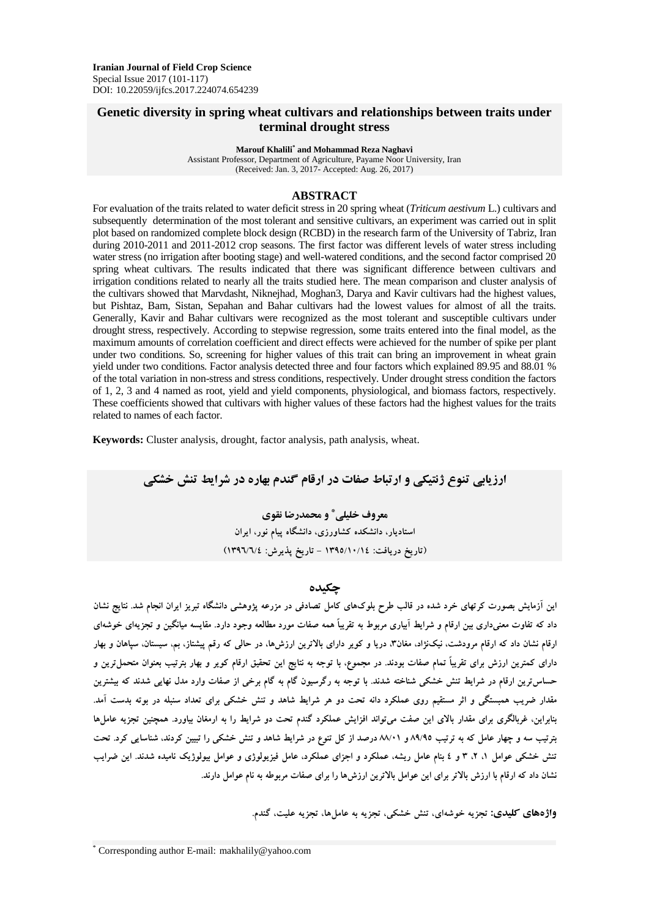**Iranian Journal of Field Crop Science**
Special Issue 2017 (101-117)
DOI: 10.22059/ijfcs.2017.224074.654239

# Genetic diversity in spring wheat cultivars and relationships between traits under terminal drought stress

**Marouf Khalili\* and Mohammad Reza Naghavi**
Assistant Professor, Department of Agriculture, Payame Noor University, Iran
(Received: Jan. 3, 2017- Accepted: Aug. 26, 2017)

## ABSTRACT

For evaluation of the traits related to water deficit stress in 20 spring wheat (*Triticum aestivum* L.) cultivars and subsequently determination of the most tolerant and sensitive cultivars, an experiment was carried out in split plot based on randomized complete block design (RCBD) in the research farm of the University of Tabriz, Iran during 2010-2011 and 2011-2012 crop seasons. The first factor was different levels of water stress including water stress (no irrigation after booting stage) and well-watered conditions, and the second factor comprised 20 spring wheat cultivars. The results indicated that there was significant difference between cultivars and irrigation conditions related to nearly all the traits studied here. The mean comparison and cluster analysis of the cultivars showed that Marvdasht, Niknejhad, Moghan3, Darya and Kavir cultivars had the highest values, but Pishtaz, Bam, Sistan, Sepahan and Bahar cultivars had the lowest values for almost of all the traits. Generally, Kavir and Bahar cultivars were recognized as the most tolerant and susceptible cultivars under drought stress, respectively. According to stepwise regression, some traits entered into the final model, as the maximum amounts of correlation coefficient and direct effects were achieved for the number of spike per plant under two conditions. So, screening for higher values of this trait can bring an improvement in wheat grain yield under two conditions. Factor analysis detected three and four factors which explained 89.95 and 88.01 % of the total variation in non-stress and stress conditions, respectively. Under drought stress condition the factors of 1, 2, 3 and 4 named as root, yield and yield components, physiological, and biomass factors, respectively. These coefficients showed that cultivars with higher values of these factors had the highest values for the traits related to names of each factor.

**Keywords:** Cluster analysis, drought, factor analysis, path analysis, wheat.

# ارزیابی تنوع ژنتیکی و ارتباط صفات در ارقام گندم بهاره در شرایط تنش خشکی

**معروف خلیلی\* و محمدرضا نقوی**
استادیار، دانشکده کشاورزی، دانشگاه پیام نور، ایران
(تاریخ دریافت: ۱۳۹۵/۱۰/۱۴ - تاریخ پذیرش: ۱۳۹۶/۶/۴)

## چکیده

این آزمایش بصورت کرتهای خرد شده در قالب طرح بلوک‌های کامل تصادفی در مزرعه پژوهشی دانشگاه تبریز ایران انجام شد. نتایج نشان داد که تفاوت معنی‌داری بین ارقام و شرایط آبیاری مربوط به تقریباً همه صفات مورد مطالعه وجود دارد. مقایسه میانگین و تجزیه‌ای خوشه‌ای ارقام نشان داد که ارقام مرودشت، نیک‌نژاد، مغان۳، دریا و کویر دارای بالاترین ارزش‌ها، در حالی که رقم پیشتاز، بم، سیستان، سپاهان و بهار دارای کمترین ارزش برای تقریباً تمام صفات بودند. در مجموع، با توجه به نتایج این تحقیق ارقام کویر و بهار بترتیب بعنوان متحمل‌ترین و حساس‌ترین ارقام در شرایط تنش خشکی شناخته شدند. با توجه به رگرسیون گام به گام برخی از صفات وارد مدل نهایی شدند که بیشترین مقدار ضریب همبستگی و اثر مستقیم روی عملکرد دانه تحت دو هر شرایط شاهد و تنش خشکی برای تعداد سنبله در بوته بدست آمد. بنابراین، غربالگری برای مقدار بالای این صفت می‌تواند افزایش عملکرد گندم تحت دو شرایط را به ارمغان بیاورد. همچنین تجزیه عامل‌ها بترتیب سه و چهار عامل که به ترتیب ۸۹/۹۵ و ۸۸/۰۱ درصد از کل تنوع در شرایط شاهد و تنش خشکی را تبیین کردند، شناسایی کرد. تحت تنش خشکی عوامل ۱، ۲، ۳ و ۴ بنام عامل ریشه، عملکرد و اجزای عملکرد، عامل فیزیولوژی و عوامل بیولوژیک نامیده شدند. این ضرایب نشان داد که ارقام با ارزش بالاتر برای این عوامل بالاترین ارزش‌ها را برای صفات مربوطه به نام عوامل دارند.

**واژه‌های کلیدی:** تجزیه خوشه‌ای، تنش خشکی، تجزیه به عامل‌ها، تجزیه علیت، گندم.

\* Corresponding author E-mail: makhalily@yahoo.com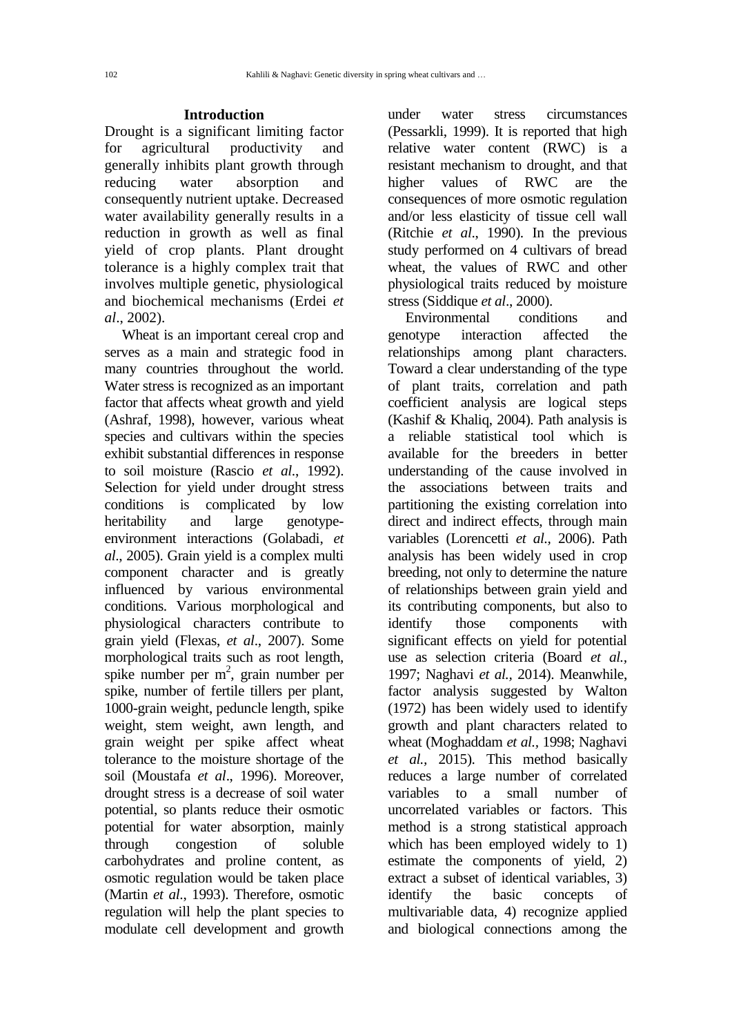## Introduction

Drought is a significant limiting factor for agricultural productivity and generally inhibits plant growth through reducing water absorption and consequently nutrient uptake. Decreased water availability generally results in a reduction in growth as well as final yield of crop plants. Plant drought tolerance is a highly complex trait that involves multiple genetic, physiological and biochemical mechanisms (Erdei *et al*., 2002).

Wheat is an important cereal crop and serves as a main and strategic food in many countries throughout the world. Water stress is recognized as an important factor that affects wheat growth and yield (Ashraf, 1998), however, various wheat species and cultivars within the species exhibit substantial differences in response to soil moisture (Rascio *et al*., 1992). Selection for yield under drought stress conditions is complicated by low heritability and large genotype-environment interactions (Golabadi, *et al*., 2005). Grain yield is a complex multi component character and is greatly influenced by various environmental conditions. Various morphological and physiological characters contribute to grain yield (Flexas, *et al*., 2007). Some morphological traits such as root length, spike number per $m^2$, grain number per spike, number of fertile tillers per plant, 1000-grain weight, peduncle length, spike weight, stem weight, awn length, and grain weight per spike affect wheat tolerance to the moisture shortage of the soil (Moustafa *et al*., 1996). Moreover, drought stress is a decrease of soil water potential, so plants reduce their osmotic potential for water absorption, mainly through congestion of soluble carbohydrates and proline content, as osmotic regulation would be taken place (Martin *et al*., 1993). Therefore, osmotic regulation will help the plant species to modulate cell development and growth under water stress circumstances (Pessarkli, 1999). It is reported that high relative water content (RWC) is a resistant mechanism to drought, and that higher values of RWC are the consequences of more osmotic regulation and/or less elasticity of tissue cell wall (Ritchie *et al*., 1990). In the previous study performed on 4 cultivars of bread wheat, the values of RWC and other physiological traits reduced by moisture stress (Siddique *et al*., 2000).

Environmental conditions and genotype interaction affected the relationships among plant characters. Toward a clear understanding of the type of plant traits, correlation and path coefficient analysis are logical steps (Kashif & Khaliq, 2004). Path analysis is a reliable statistical tool which is available for the breeders in better understanding of the cause involved in the associations between traits and partitioning the existing correlation into direct and indirect effects, through main variables (Lorencetti *et al.*, 2006). Path analysis has been widely used in crop breeding, not only to determine the nature of relationships between grain yield and its contributing components, but also to identify those components with significant effects on yield for potential use as selection criteria (Board *et al.,* 1997; Naghavi *et al.,* 2014). Meanwhile, factor analysis suggested by Walton (1972) has been widely used to identify growth and plant characters related to wheat (Moghaddam *et al.,* 1998; Naghavi *et al.,* 2015). This method basically reduces a large number of correlated variables to a small number of uncorrelated variables or factors. This method is a strong statistical approach which has been employed widely to 1) estimate the components of yield, 2) extract a subset of identical variables, 3) identify the basic concepts of multivariable data, 4) recognize applied and biological connections among the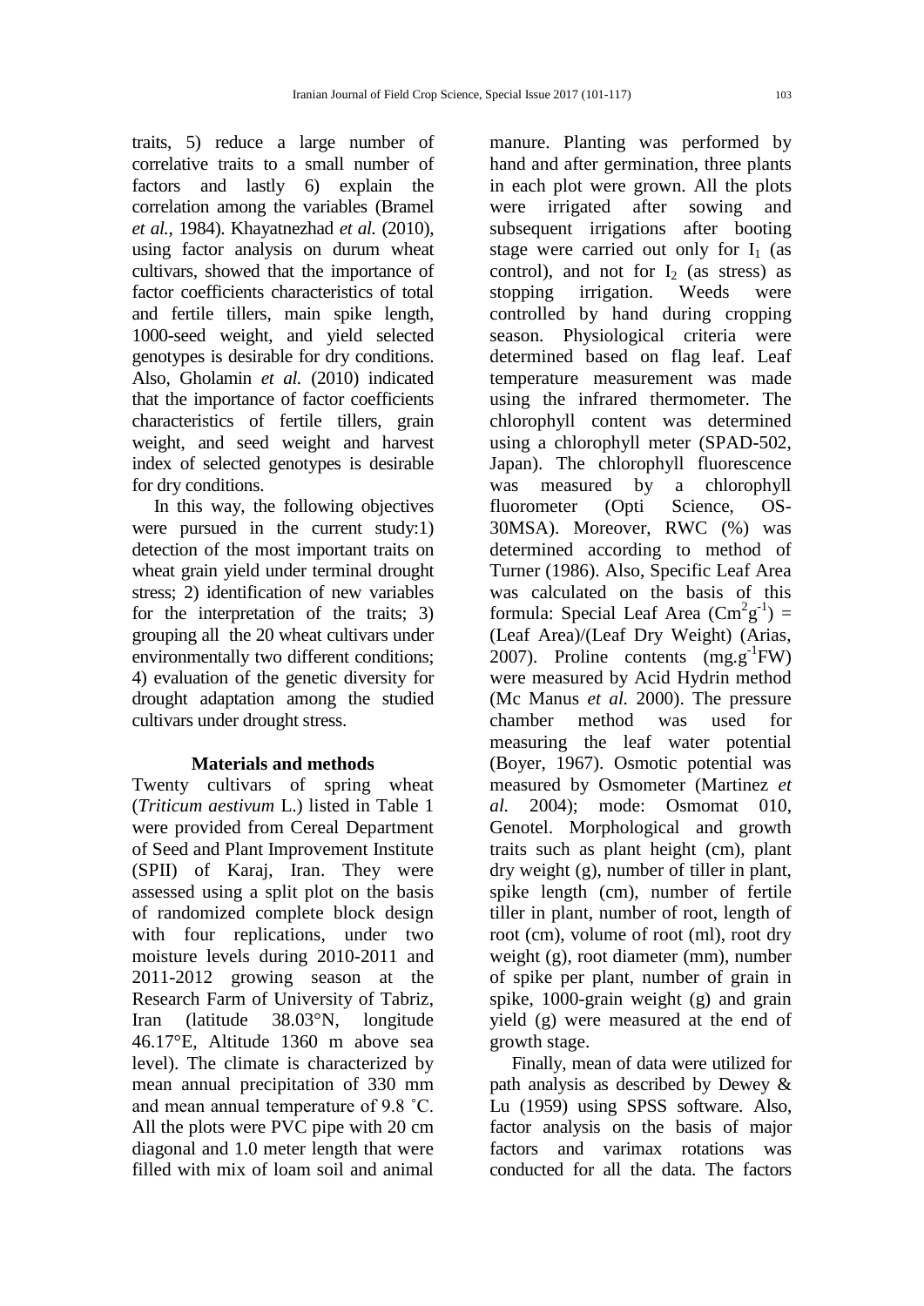traits, 5) reduce a large number of correlative traits to a small number of factors and lastly 6) explain the correlation among the variables (Bramel *et al.,* 1984). Khayatnezhad *et al.* (2010), using factor analysis on durum wheat cultivars, showed that the importance of factor coefficients characteristics of total and fertile tillers, main spike length, 1000-seed weight, and yield selected genotypes is desirable for dry conditions. Also, Gholamin *et al.* (2010) indicated that the importance of factor coefficients characteristics of fertile tillers, grain weight, and seed weight and harvest index of selected genotypes is desirable for dry conditions.

In this way, the following objectives were pursued in the current study:1) detection of the most important traits on wheat grain yield under terminal drought stress; 2) identification of new variables for the interpretation of the traits; 3) grouping all the 20 wheat cultivars under environmentally two different conditions; 4) evaluation of the genetic diversity for drought adaptation among the studied cultivars under drought stress.

## Materials and methods

Twenty cultivars of spring wheat (*Triticum aestivum* L.) listed in Table 1 were provided from Cereal Department of Seed and Plant Improvement Institute (SPII) of Karaj, Iran. They were assessed using a split plot on the basis of randomized complete block design with four replications, under two moisture levels during 2010-2011 and 2011-2012 growing season at the Research Farm of University of Tabriz, Iran (latitude 38.03°N, longitude 46.17°E, Altitude 1360 m above sea level). The climate is characterized by mean annual precipitation of 330 mm and mean annual temperature of 9.8 ˚C. All the plots were PVC pipe with 20 cm diagonal and 1.0 meter length that were filled with mix of loam soil and animal manure. Planting was performed by hand and after germination, three plants in each plot were grown. All the plots were irrigated after sowing and subsequent irrigations after booting stage were carried out only for $I_1$ (as control), and not for $I_2$ (as stress) as stopping irrigation. Weeds were controlled by hand during cropping season. Physiological criteria were determined based on flag leaf. Leaf temperature measurement was made using the infrared thermometer. The chlorophyll content was determined using a chlorophyll meter (SPAD-502, Japan). The chlorophyll fluorescence was measured by a chlorophyll fluorometer (Opti Science, OS-30MSA). Moreover, RWC (%) was determined according to method of Turner (1986). Also, Specific Leaf Area was calculated on the basis of this formula: Special Leaf Area ($Cm^2g^{-1}$) = (Leaf Area)/(Leaf Dry Weight) (Arias, 2007). Proline contents ($mg.g^{-1}FW$) were measured by Acid Hydrin method (Mc Manus *et al.* 2000). The pressure chamber method was used for measuring the leaf water potential (Boyer, 1967). Osmotic potential was measured by Osmometer (Martinez *et al.* 2004); mode: Osmomat 010, Genotel. Morphological and growth traits such as plant height (cm), plant dry weight (g), number of tiller in plant, spike length (cm), number of fertile tiller in plant, number of root, length of root (cm), volume of root (ml), root dry weight (g), root diameter (mm), number of spike per plant, number of grain in spike, 1000-grain weight (g) and grain yield (g) were measured at the end of growth stage.

Finally, mean of data were utilized for path analysis as described by Dewey & Lu (1959) using SPSS software. Also, factor analysis on the basis of major factors and varimax rotations was conducted for all the data. The factors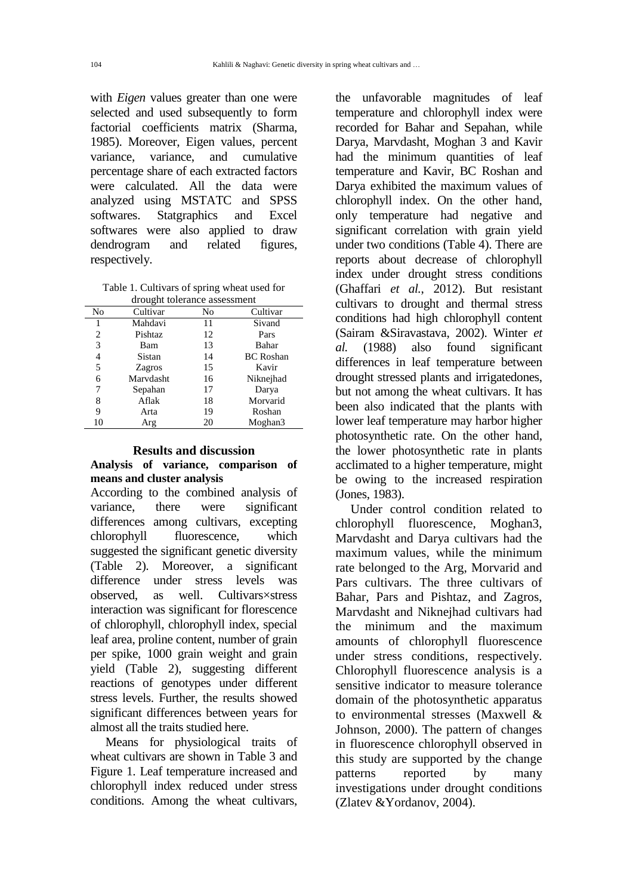with *Eigen* values greater than one were selected and used subsequently to form factorial coefficients matrix (Sharma, 1985). Moreover, Eigen values, percent variance, variance, and cumulative percentage share of each extracted factors were calculated. All the data were analyzed using MSTATC and SPSS softwares. Statgraphics and Excel softwares were also applied to draw dendrogram and related figures, respectively.

Table 1. Cultivars of spring wheat used for drought tolerance assessment

| No | Cultivar | No | Cultivar |
|---|---|---|---|
| 1 | Mahdavi | 11 | Sivand |
| 2 | Pishtaz | 12 | Pars |
| 3 | Bam | 13 | Bahar |
| 4 | Sistan | 14 | BC Roshan |
| 5 | Zagros | 15 | Kavir |
| 6 | Marvdasht | 16 | Niknejhad |
| 7 | Sepahan | 17 | Darya |
| 8 | Aflak | 18 | Morvarid |
| 9 | Arta | 19 | Roshan |
| 10 | Arg | 20 | Moghan3 |

## Results and discussion

### Analysis of variance, comparison of means and cluster analysis

According to the combined analysis of variance, there were significant differences among cultivars, excepting chlorophyll fluorescence, which suggested the significant genetic diversity (Table 2). Moreover, a significant difference under stress levels was observed, as well. Cultivars×stress interaction was significant for florescence of chlorophyll, chlorophyll index, special leaf area, proline content, number of grain per spike, 1000 grain weight and grain yield (Table 2), suggesting different reactions of genotypes under different stress levels. Further, the results showed significant differences between years for almost all the traits studied here.

Means for physiological traits of wheat cultivars are shown in Table 3 and Figure 1. Leaf temperature increased and chlorophyll index reduced under stress conditions. Among the wheat cultivars, the unfavorable magnitudes of leaf temperature and chlorophyll index were recorded for Bahar and Sepahan, while Darya, Marvdasht, Moghan 3 and Kavir had the minimum quantities of leaf temperature and Kavir, BC Roshan and Darya exhibited the maximum values of chlorophyll index. On the other hand, only temperature had negative and significant correlation with grain yield under two conditions (Table 4). There are reports about decrease of chlorophyll index under drought stress conditions (Ghaffari *et al.,* 2012). But resistant cultivars to drought and thermal stress conditions had high chlorophyll content (Sairam &Siravastava, 2002). Winter *et al.* (1988) also found significant differences in leaf temperature between drought stressed plants and irrigatedones, but not among the wheat cultivars. It has been also indicated that the plants with lower leaf temperature may harbor higher photosynthetic rate. On the other hand, the lower photosynthetic rate in plants acclimated to a higher temperature, might be owing to the increased respiration (Jones, 1983).

Under control condition related to chlorophyll fluorescence, Moghan3, Marvdasht and Darya cultivars had the maximum values, while the minimum rate belonged to the Arg, Morvarid and Pars cultivars. The three cultivars of Bahar, Pars and Pishtaz, and Zagros, Marvdasht and Niknejhad cultivars had the minimum and the maximum amounts of chlorophyll fluorescence under stress conditions, respectively. Chlorophyll fluorescence analysis is a sensitive indicator to measure tolerance domain of the photosynthetic apparatus to environmental stresses (Maxwell & Johnson, 2000). The pattern of changes in fluorescence chlorophyll observed in this study are supported by the change patterns reported by many investigations under drought conditions (Zlatev &Yordanov, 2004).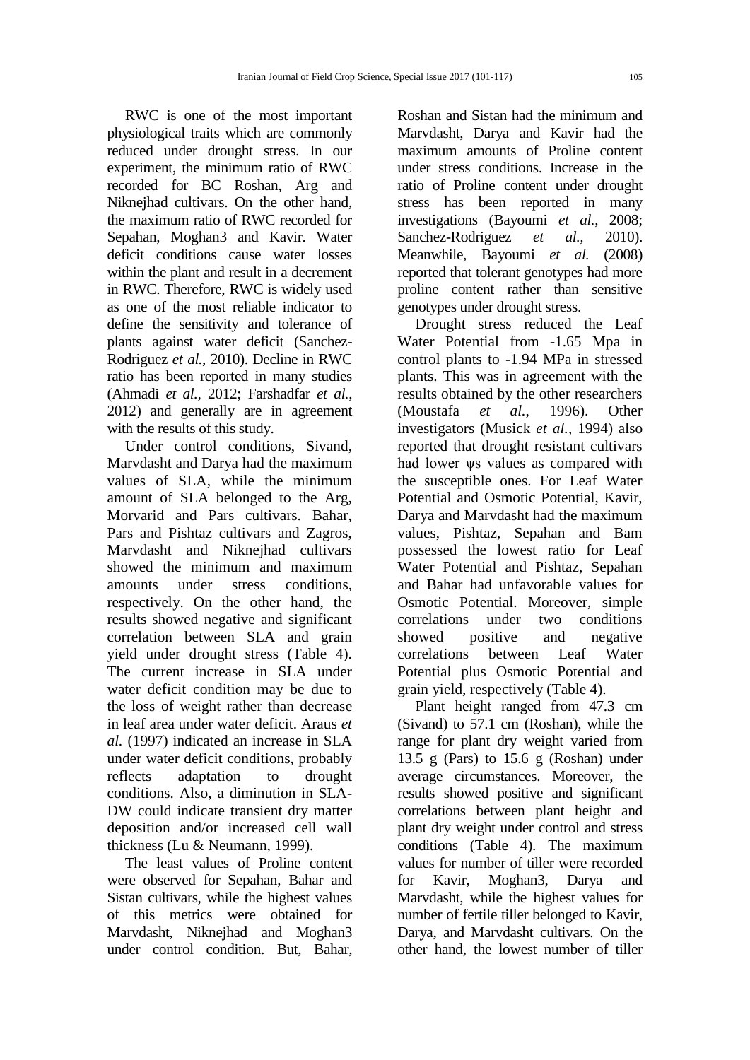RWC is one of the most important physiological traits which are commonly reduced under drought stress. In our experiment, the minimum ratio of RWC recorded for BC Roshan, Arg and Niknejhad cultivars. On the other hand, the maximum ratio of RWC recorded for Sepahan, Moghan3 and Kavir. Water deficit conditions cause water losses within the plant and result in a decrement in RWC. Therefore, RWC is widely used as one of the most reliable indicator to define the sensitivity and tolerance of plants against water deficit (Sanchez-Rodriguez *et al.*, 2010). Decline in RWC ratio has been reported in many studies (Ahmadi *et al.*, 2012; Farshadfar *et al.*, 2012) and generally are in agreement with the results of this study.

Under control conditions, Sivand, Marvdasht and Darya had the maximum values of SLA, while the minimum amount of SLA belonged to the Arg, Morvarid and Pars cultivars. Bahar, Pars and Pishtaz cultivars and Zagros, Marvdasht and Niknejhad cultivars showed the minimum and maximum amounts under stress conditions, respectively. On the other hand, the results showed negative and significant correlation between SLA and grain yield under drought stress (Table 4). The current increase in SLA under water deficit condition may be due to the loss of weight rather than decrease in leaf area under water deficit. Araus *et al.* (1997) indicated an increase in SLA under water deficit conditions, probably reflects adaptation to drought conditions. Also, a diminution in SLA-DW could indicate transient dry matter deposition and/or increased cell wall thickness (Lu & Neumann, 1999).

The least values of Proline content were observed for Sepahan, Bahar and Sistan cultivars, while the highest values of this metrics were obtained for Marvdasht, Niknejhad and Moghan3 under control condition. But, Bahar, Roshan and Sistan had the minimum and Marvdasht, Darya and Kavir had the maximum amounts of Proline content under stress conditions. Increase in the ratio of Proline content under drought stress has been reported in many investigations (Bayoumi *et al.*, 2008; Sanchez-Rodriguez *et al.*, 2010). Meanwhile, Bayoumi *et al.* (2008) reported that tolerant genotypes had more proline content rather than sensitive genotypes under drought stress.

Drought stress reduced the Leaf Water Potential from -1.65 Mpa in control plants to -1.94 MPa in stressed plants. This was in agreement with the results obtained by the other researchers (Moustafa *et al.*, 1996). Other investigators (Musick *et al.*, 1994) also reported that drought resistant cultivars had lower $\psi s$ values as compared with the susceptible ones. For Leaf Water Potential and Osmotic Potential, Kavir, Darya and Marvdasht had the maximum values, Pishtaz, Sepahan and Bam possessed the lowest ratio for Leaf Water Potential and Pishtaz, Sepahan and Bahar had unfavorable values for Osmotic Potential. Moreover, simple correlations under two conditions showed positive and negative correlations between Leaf Water Potential plus Osmotic Potential and grain yield, respectively (Table 4).

Plant height ranged from 47.3 cm (Sivand) to 57.1 cm (Roshan), while the range for plant dry weight varied from 13.5 g (Pars) to 15.6 g (Roshan) under average circumstances. Moreover, the results showed positive and significant correlations between plant height and plant dry weight under control and stress conditions (Table 4). The maximum values for number of tiller were recorded for Kavir, Moghan3, Darya and Marvdasht, while the highest values for number of fertile tiller belonged to Kavir, Darya, and Marvdasht cultivars. On the other hand, the lowest number of tiller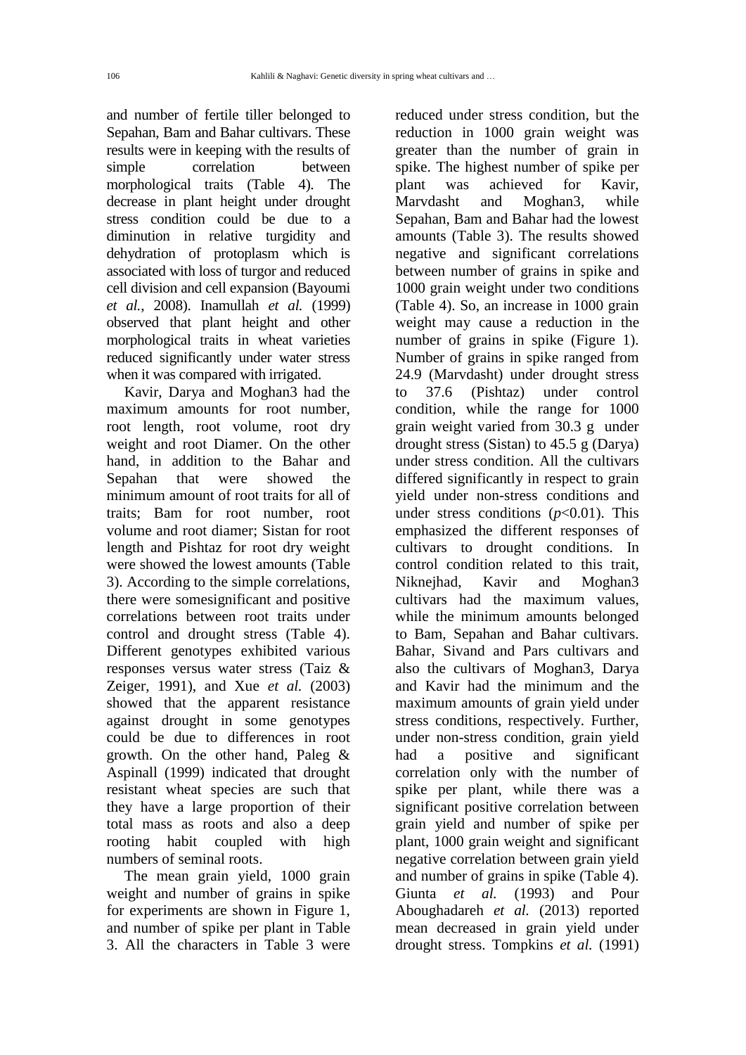and number of fertile tiller belonged to Sepahan, Bam and Bahar cultivars. These results were in keeping with the results of simple correlation between morphological traits (Table 4). The decrease in plant height under drought stress condition could be due to a diminution in relative turgidity and dehydration of protoplasm which is associated with loss of turgor and reduced cell division and cell expansion (Bayoumi *et al.*, 2008). Inamullah *et al.* (1999) observed that plant height and other morphological traits in wheat varieties reduced significantly under water stress when it was compared with irrigated.

Kavir, Darya and Moghan3 had the maximum amounts for root number, root length, root volume, root dry weight and root Diamer. On the other hand, in addition to the Bahar and Sepahan that were showed the minimum amount of root traits for all of traits; Bam for root number, root volume and root diamer; Sistan for root length and Pishtaz for root dry weight were showed the lowest amounts (Table 3). According to the simple correlations, there were somesignificant and positive correlations between root traits under control and drought stress (Table 4). Different genotypes exhibited various responses versus water stress (Taiz & Zeiger, 1991), and Xue *et al.* (2003) showed that the apparent resistance against drought in some genotypes could be due to differences in root growth. On the other hand, Paleg & Aspinall (1999) indicated that drought resistant wheat species are such that they have a large proportion of their total mass as roots and also a deep rooting habit coupled with high numbers of seminal roots.

The mean grain yield, 1000 grain weight and number of grains in spike for experiments are shown in Figure 1, and number of spike per plant in Table 3. All the characters in Table 3 were reduced under stress condition, but the reduction in 1000 grain weight was greater than the number of grain in spike. The highest number of spike per plant was achieved for Kavir, Marvdasht and Moghan3, while Sepahan, Bam and Bahar had the lowest amounts (Table 3). The results showed negative and significant correlations between number of grains in spike and 1000 grain weight under two conditions (Table 4). So, an increase in 1000 grain weight may cause a reduction in the number of grains in spike (Figure 1). Number of grains in spike ranged from 24.9 (Marvdasht) under drought stress to 37.6 (Pishtaz) under control condition, while the range for 1000 grain weight varied from 30.3 g under drought stress (Sistan) to 45.5 g (Darya) under stress condition. All the cultivars differed significantly in respect to grain yield under non-stress conditions and under stress conditions ($p$<0.01). This emphasized the different responses of cultivars to drought conditions. In control condition related to this trait, Niknejhad, Kavir and Moghan3 cultivars had the maximum values, while the minimum amounts belonged to Bam, Sepahan and Bahar cultivars. Bahar, Sivand and Pars cultivars and also the cultivars of Moghan3, Darya and Kavir had the minimum and the maximum amounts of grain yield under stress conditions, respectively. Further, under non-stress condition, grain yield had a positive and significant correlation only with the number of spike per plant, while there was a significant positive correlation between grain yield and number of spike per plant, 1000 grain weight and significant negative correlation between grain yield and number of grains in spike (Table 4). Giunta *et al.* (1993) and Pour Aboughadareh *et al.* (2013) reported mean decreased in grain yield under drought stress. Tompkins *et al.* (1991)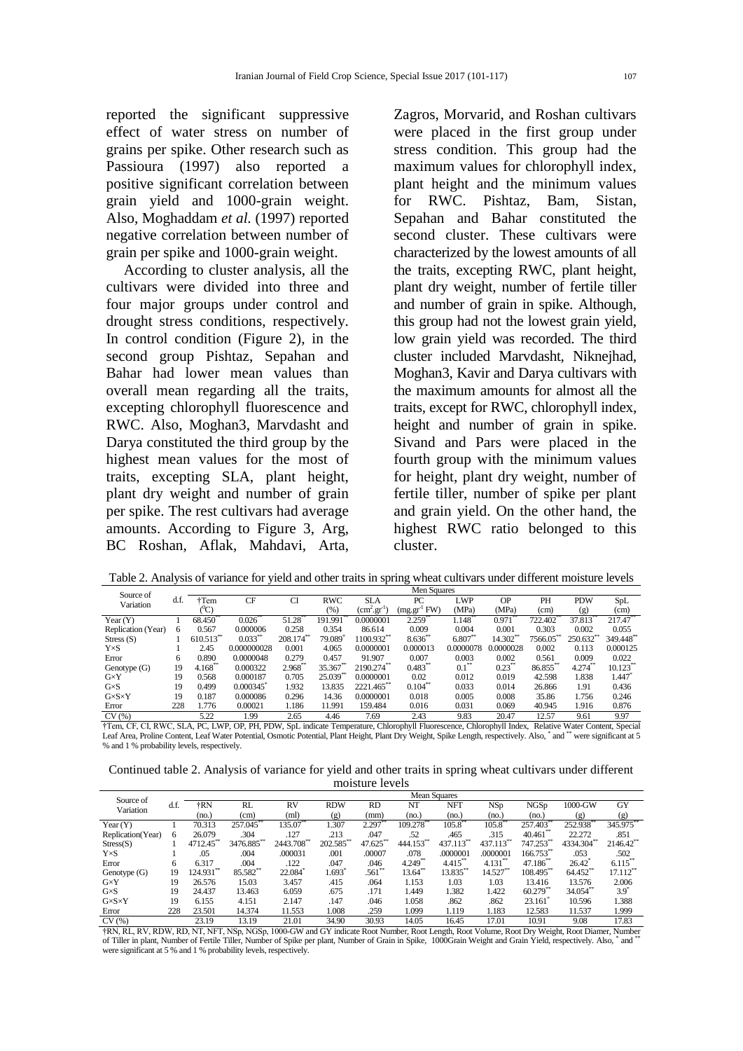reported the significant suppressive effect of water stress on number of grains per spike. Other research such as Passioura (1997) also reported a positive significant correlation between grain yield and 1000-grain weight. Also, Moghaddam *et al.* (1997) reported negative correlation between number of grain per spike and 1000-grain weight.

According to cluster analysis, all the cultivars were divided into three and four major groups under control and drought stress conditions, respectively. In control condition (Figure 2), in the second group Pishtaz, Sepahan and Bahar had lower mean values than overall mean regarding all the traits, excepting chlorophyll fluorescence and RWC. Also, Moghan3, Marvdasht and Darya constituted the third group by the highest mean values for the most of traits, excepting SLA, plant height, plant dry weight and number of grain per spike. The rest cultivars had average amounts. According to Figure 3, Arg, BC Roshan, Aflak, Mahdavi, Arta, Zagros, Morvarid, and Roshan cultivars were placed in the first group under stress condition. This group had the maximum values for chlorophyll index, plant height and the minimum values for RWC. Pishtaz, Bam, Sistan, Sepahan and Bahar constituted the second cluster. These cultivars were characterized by the lowest amounts of all the traits, excepting RWC, plant height, plant dry weight, number of fertile tiller and number of grain in spike. Although, this group had not the lowest grain yield, low grain yield was recorded. The third cluster included Marvdasht, Niknejhad, Moghan3, Kavir and Darya cultivars with the maximum amounts for almost all the traits, except for RWC, chlorophyll index, height and number of grain in spike. Sivand and Pars were placed in the fourth group with the minimum values for height, plant dry weight, number of fertile tiller, number of spike per plant and grain yield. On the other hand, the highest RWC ratio belonged to this cluster.

Table 2. Analysis of variance for yield and other traits in spring wheat cultivars under different moisture levels

| Source of Variation | d.f. | Men Squares | | | | | | | | | | |
|---|---|---|---|---|---|---|---|---|---|---|---|---|
| | | †Tem ($^0$C) | CF | CI | RWC (%) | SLA ($cm^2.gr^{-1}$) | PC ($mg.gr^{-1}$ FW) | LWP (MPa) | OP (MPa) | PH (cm) | PDW (g) | SpL (cm) |
| Year (Y) | 1 | 68.450** | 0.026** | 51.28** | 191.991** | 0.0000001 | 2.259** | 1.148** | 0.971** | 722.402** | 37.813** | 217.47** |
| Replication (Year) | 6 | 0.567 | 0.000006 | 0.258 | 0.354 | 86.614 | 0.009 | 0.004 | 0.001 | 0.303 | 0.002 | 0.055 |
| Stress (S) | 1 | 610.513** | 0.033** | 208.174** | 79.089* | 1100.932** | 8.636** | 6.807** | 14.302** | 7566.05** | 250.632** | 349.448** |
| Y×S | 1 | 2.45 | 0.000000028 | 0.001 | 4.065 | 0.0000001 | 0.000013 | 0.0000078 | 0.0000028 | 0.002 | 0.113 | 0.000125 |
| Error | 6 | 0.890 | 0.0000048 | 0.279 | 0.457 | 91.907 | 0.007 | 0.003 | 0.002 | 0.561 | 0.009 | 0.022 |
| Genotype (G) | 19 | 4.168** | 0.000322 | 2.968** | 35.367** | 2190.274** | 0.483** | 0.1** | 0.23** | 86.855** | 4.274** | 10.123** |
| G×Y | 19 | 0.568 | 0.000187 | 0.705 | 25.039** | 0.0000001 | 0.02 | 0.012 | 0.019 | 42.598 | 1.838 | 1.447* |
| G×S | 19 | 0.499 | 0.000345* | 1.932 | 13.835 | 2221.465** | 0.104** | 0.033 | 0.014 | 26.866 | 1.91 | 0.436 |
| G×S×Y | 19 | 0.187 | 0.000086 | 0.296 | 14.36 | 0.0000001 | 0.018 | 0.005 | 0.008 | 35.86 | 1.756 | 0.246 |
| Error | 228 | 1.776 | 0.00021 | 1.186 | 11.991 | 159.484 | 0.016 | 0.031 | 0.069 | 40.945 | 1.916 | 0.876 |
| CV (%) | | 5.22 | 1.99 | 2.65 | 4.46 | 7.69 | 2.43 | 9.83 | 20.47 | 12.57 | 9.61 | 9.97 |

†Tem, CF, CI, RWC, SLA, PC, LWP, OP, PH, PDW, SpL indicate Temperature, Chlorophyll Fluorescence, Chlorophyll Index, Relative Water Content, Special Leaf Area, Proline Content, Leaf Water Potential, Osmotic Potential, Plant Height, Plant Dry Weight, Spike Length, respectively. Also, * and ** were significant at 5 % and 1 % probability levels, respectively.

Continued table 2. Analysis of variance for yield and other traits in spring wheat cultivars under different moisture levels

| Source of Variation | d.f. | Mean Squares | | | | | | | | | | |
|---|---|---|---|---|---|---|---|---|---|---|---|---|
| | | †RN (no.) | RL (cm) | RV (ml) | RDW (g) | RD (mm) | NT (no.) | NFT (no.) | NSp (no.) | NGSp (no.) | 1000-GW (g) | GY (g) |
| Year (Y) | 1 | 70.313 | 257.045** | 135.07** | 1.307 | 2.297** | 109.278** | 105.8** | 105.8** | 257.403** | 252.938** | 345.975** |
| Replication(Year) | 6 | 26.079 | .304 | .127 | .213 | .047 | .52 | .465 | .315 | 40.461** | 22.272 | .851 |
| Stress(S) | 1 | 4712.45** | 3476.885** | 2443.708** | 202.585** | 47.625** | 444.153** | 437.113** | 437.113** | 747.253** | 4334.304** | 2146.42** |
| Y×S | 1 | .05 | .004 | .000031 | .001 | .00007 | .078 | .0000001 | .0000001 | 166.753** | .053 | .502 |
| Error | 6 | 6.317 | .004 | .122 | .047 | .046 | 4.249** | 4.415** | 4.131** | 47.186** | 26.42* | 6.115** |
| Genotype (G) | 19 | 124.931** | 85.582** | 22.084* | 1.693* | .561** | 13.64** | 13.835** | 14.527** | 108.495** | 64.452** | 17.112** |
| G×Y | 19 | 26.576 | 15.03 | 3.457 | .415 | .064 | 1.153 | 1.03 | 1.03 | 13.416 | 13.576 | 2.006 |
| G×S | 19 | 24.437 | 13.463 | 6.059 | .675 | .171 | 1.449 | 1.382 | 1.422 | 60.279** | 34.054** | 3.9* |
| G×S×Y | 19 | 6.155 | 4.151 | 2.147 | .147 | .046 | 1.058 | .862 | .862 | 23.161* | 10.596 | 1.388 |
| Error | 228 | 23.501 | 14.374 | 11.553 | 1.008 | .259 | 1.099 | 1.119 | 1.183 | 12.583 | 11.537 | 1.999 |
| CV (%) | | 23.19 | 13.19 | 21.01 | 34.90 | 30.93 | 14.05 | 16.45 | 17.01 | 10.91 | 9.08 | 17.83 |

†RN, RL, RV, RDW, RD, NT, NFT, NSp, NGSp, 1000-GW and GY indicate Root Number, Root Length, Root Volume, Root Dry Weight, Root Diamer, Number of Tiller in plant, Number of Fertile Tiller, Number of Spike per plant, Number of Grain in Spike, 1000Grain Weight and Grain Yield, respectively. Also, * and ** were significant at 5 % and 1 % probability levels, respectively.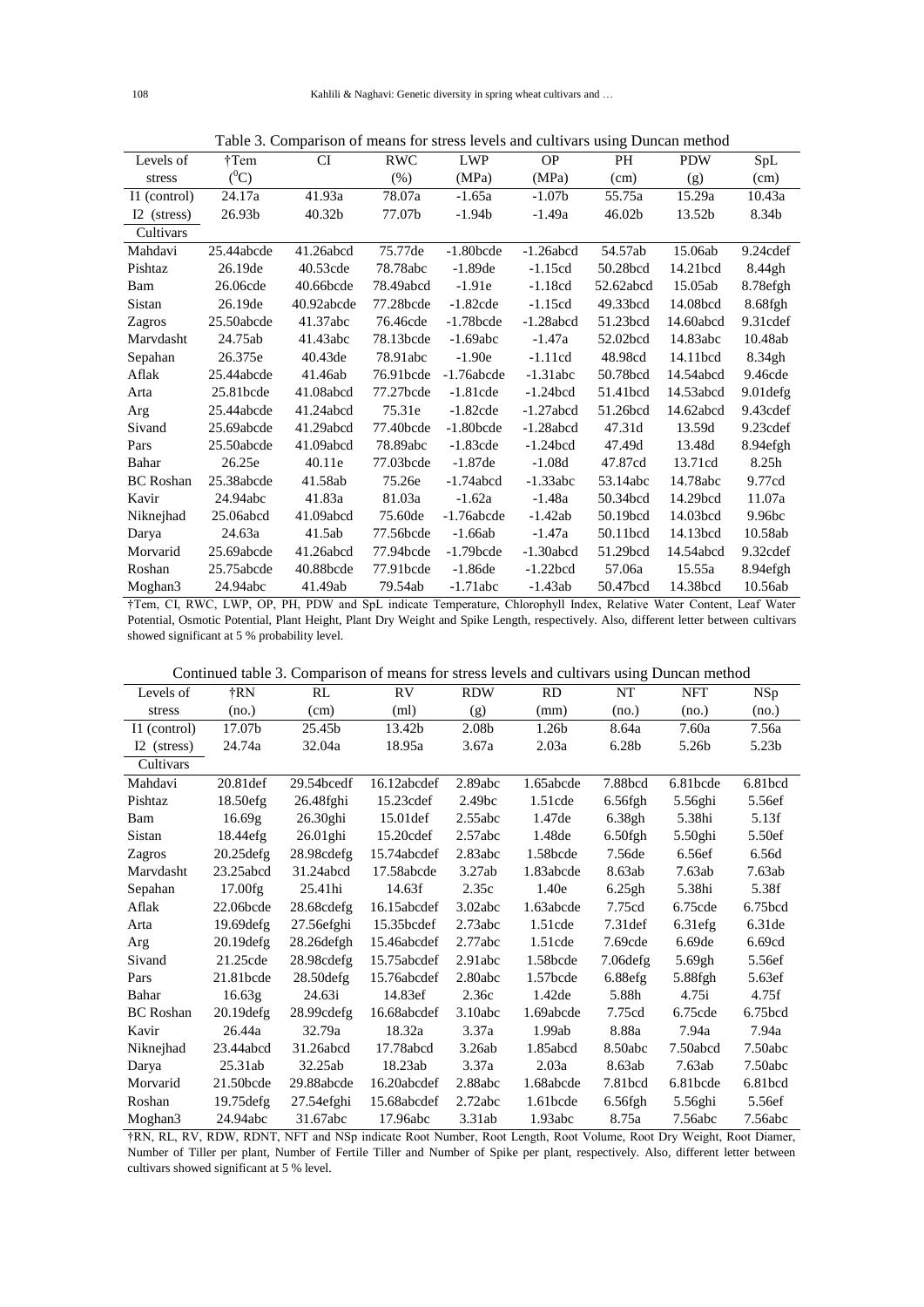Table 3. Comparison of means for stress levels and cultivars using Duncan method

| Levels of stress | †Tem ($^0$C) | CI | RWC (%) | LWP (MPa) | OP (MPa) | PH (cm) | PDW (g) | SpL (cm) |
|---|---|---|---|---|---|---|---|---|
| I1 (control) | 24.17a | 41.93a | 78.07a | -1.65a | -1.07b | 55.75a | 15.29a | 10.43a |
| I2 (stress) | 26.93b | 40.32b | 77.07b | -1.94b | -1.49a | 46.02b | 13.52b | 8.34b |
| Cultivars | | | | | | | | |
| Mahdavi | 25.44abcde | 41.26abcd | 75.77de | -1.80bcde | -1.26abcd | 54.57ab | 15.06ab | 9.24cdef |
| Pishtaz | 26.19de | 40.53cde | 78.78abc | -1.89de | -1.15cd | 50.28bcd | 14.21bcd | 8.44gh |
| Bam | 26.06cde | 40.66bcde | 78.49abcd | -1.91e | -1.18cd | 52.62abcd | 15.05ab | 8.78efgh |
| Sistan | 26.19de | 40.92abcde | 77.28bcde | -1.82cde | -1.15cd | 49.33bcd | 14.08bcd | 8.68fgh |
| Zagros | 25.50abcde | 41.37abc | 76.46cde | -1.78bcde | -1.28abcd | 51.23bcd | 14.60abcd | 9.31cdef |
| Marvdasht | 24.75ab | 41.43abc | 78.13bcde | -1.69abc | -1.47a | 52.02bcd | 14.83abc | 10.48ab |
| Sepahan | 26.375e | 40.43de | 78.91abc | -1.90e | -1.11cd | 48.98cd | 14.11bcd | 8.34gh |
| Aflak | 25.44abcde | 41.46ab | 76.91bcde | -1.76abcde | -1.31abc | 50.78bcd | 14.54abcd | 9.46cde |
| Arta | 25.81bcde | 41.08abcd | 77.27bcde | -1.81cde | -1.24bcd | 51.41bcd | 14.53abcd | 9.01defg |
| Arg | 25.44abcde | 41.24abcd | 75.31e | -1.82cde | -1.27abcd | 51.26bcd | 14.62abcd | 9.43cdef |
| Sivand | 25.69abcde | 41.29abcd | 77.40bcde | -1.80bcde | -1.28abcd | 47.31d | 13.59d | 9.23cdef |
| Pars | 25.50abcde | 41.09abcd | 78.89abc | -1.83cde | -1.24bcd | 47.49d | 13.48d | 8.94efgh |
| Bahar | 26.25e | 40.11e | 77.03bcde | -1.87de | -1.08d | 47.87cd | 13.71cd | 8.25h |
| BC Roshan | 25.38abcde | 41.58ab | 75.26e | -1.74abcd | -1.33abc | 53.14abc | 14.78abc | 9.77cd |
| Kavir | 24.94abc | 41.83a | 81.03a | -1.62a | -1.48a | 50.34bcd | 14.29bcd | 11.07a |
| Niknejhad | 25.06abcd | 41.09abcd | 75.60de | -1.76abcde | -1.42ab | 50.19bcd | 14.03bcd | 9.96bc |
| Darya | 24.63a | 41.5ab | 77.56bcde | -1.66ab | -1.47a | 50.11bcd | 14.13bcd | 10.58ab |
| Morvarid | 25.69abcde | 41.26abcd | 77.94bcde | -1.79bcde | -1.30abcd | 51.29bcd | 14.54abcd | 9.32cdef |
| Roshan | 25.75abcde | 40.88bcde | 77.91bcde | -1.86de | -1.22bcd | 57.06a | 15.55a | 8.94efgh |
| Moghan3 | 24.94abc | 41.49ab | 79.54ab | -1.71abc | -1.43ab | 50.47bcd | 14.38bcd | 10.56ab |

†Tem, CI, RWC, LWP, OP, PH, PDW and SpL indicate Temperature, Chlorophyll Index, Relative Water Content, Leaf Water Potential, Osmotic Potential, Plant Height, Plant Dry Weight and Spike Length, respectively. Also, different letter between cultivars showed significant at 5 % probability level.

Continued table 3. Comparison of means for stress levels and cultivars using Duncan method

| Levels of stress | †RN (no.) | RL (cm) | RV (ml) | RDW (g) | RD (mm) | NT (no.) | NFT (no.) | NSp (no.) |
|---|---|---|---|---|---|---|---|---|
| I1 (control) | 17.07b | 25.45b | 13.42b | 2.08b | 1.26b | 8.64a | 7.60a | 7.56a |
| I2 (stress) | 24.74a | 32.04a | 18.95a | 3.67a | 2.03a | 6.28b | 5.26b | 5.23b |
| Cultivars | | | | | | | | |
| Mahdavi | 20.81def | 29.54bcedf | 16.12abcdef | 2.89abc | 1.65abcde | 7.88bcd | 6.81bcde | 6.81bcd |
| Pishtaz | 18.50efg | 26.48fghi | 15.23cdef | 2.49bc | 1.51cde | 6.56fgh | 5.56ghi | 5.56ef |
| Bam | 16.69g | 26.30ghi | 15.01def | 2.55abc | 1.47de | 6.38gh | 5.38hi | 5.13f |
| Sistan | 18.44efg | 26.01ghi | 15.20cdef | 2.57abc | 1.48de | 6.50fgh | 5.50ghi | 5.50ef |
| Zagros | 20.25defg | 28.98cdefg | 15.74abcdef | 2.83abc | 1.58bcde | 7.56de | 6.56ef | 6.56d |
| Marvdasht | 23.25abcd | 31.24abcd | 17.58abcde | 3.27ab | 1.83abcde | 8.63ab | 7.63ab | 7.63ab |
| Sepahan | 17.00fg | 25.41hi | 14.63f | 2.35c | 1.40e | 6.25gh | 5.38hi | 5.38f |
| Aflak | 22.06bcde | 28.68cdefg | 16.15abcdef | 3.02abc | 1.63abcde | 7.75cd | 6.75cde | 6.75bcd |
| Arta | 19.69defg | 27.56efghi | 15.35bcdef | 2.73abc | 1.51cde | 7.31def | 6.31efg | 6.31de |
| Arg | 20.19defg | 28.26defgh | 15.46abcdef | 2.77abc | 1.51cde | 7.69cde | 6.69de | 6.69cd |
| Sivand | 21.25cde | 28.98cdefg | 15.75abcdef | 2.91abc | 1.58bcde | 7.06defg | 5.69gh | 5.56ef |
| Pars | 21.81bcde | 28.50defg | 15.76abcdef | 2.80abc | 1.57bcde | 6.88efg | 5.88fgh | 5.63ef |
| Bahar | 16.63g | 24.63i | 14.83ef | 2.36c | 1.42de | 5.88h | 4.75i | 4.75f |
| BC Roshan | 20.19defg | 28.99cdefg | 16.68abcdef | 3.10abc | 1.69abcde | 7.75cd | 6.75cde | 6.75bcd |
| Kavir | 26.44a | 32.79a | 18.32a | 3.37a | 1.99ab | 8.88a | 7.94a | 7.94a |
| Niknejhad | 23.44abcd | 31.26abcd | 17.78abcd | 3.26ab | 1.85abcd | 8.50abc | 7.50abcd | 7.50abc |
| Darya | 25.31ab | 32.25ab | 18.23ab | 3.37a | 2.03a | 8.63ab | 7.63ab | 7.50abc |
| Morvarid | 21.50bcde | 29.88abcde | 16.20abcdef | 2.88abc | 1.68abcde | 7.81bcd | 6.81bcde | 6.81bcd |
| Roshan | 19.75defg | 27.54efghi | 15.68abcdef | 2.72abc | 1.61bcde | 6.56fgh | 5.56ghi | 5.56ef |
| Moghan3 | 24.94abc | 31.67abc | 17.96abc | 3.31ab | 1.93abc | 8.75a | 7.56abc | 7.56abc |

†RN, RL, RV, RDW, RDNT, NFT and NSp indicate Root Number, Root Length, Root Volume, Root Dry Weight, Root Diamer, Number of Tiller per plant, Number of Fertile Tiller and Number of Spike per plant, respectively. Also, different letter between cultivars showed significant at 5 % level.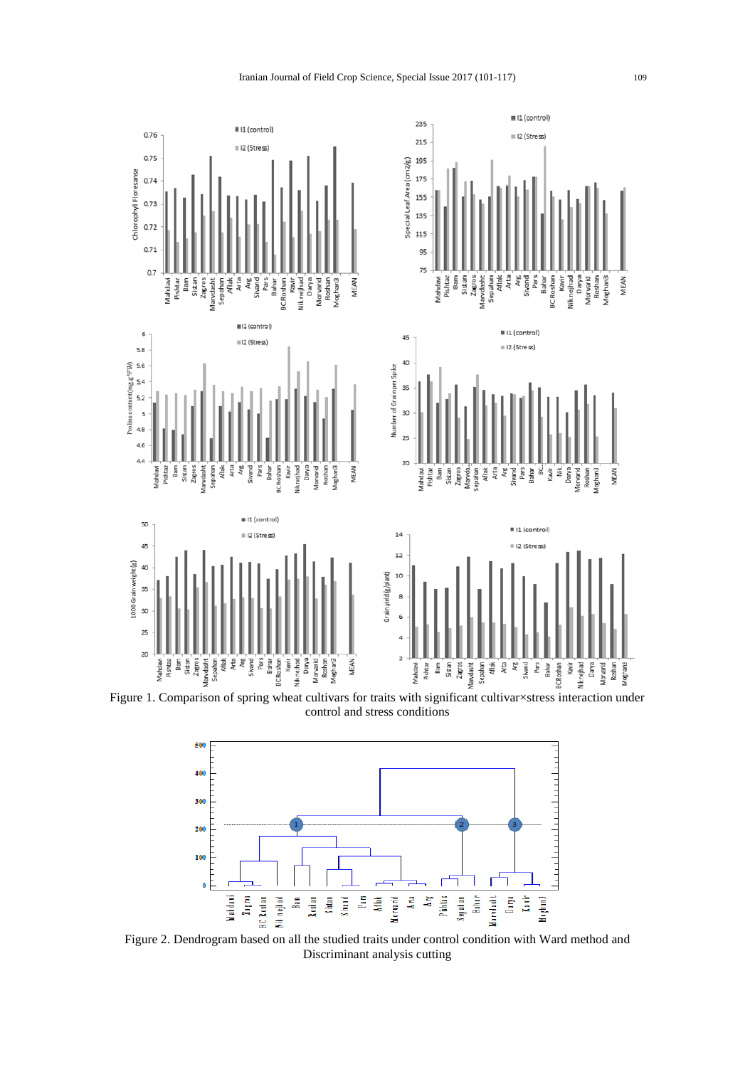I1 (control)

I2 (Stress)

0.76
0.75
0.74
0.73
0.72
0.71
0.7

Chlorophyll Floresanse

Mahdavi Pishtaz Bam Sistan Zagros Marvdasht Sepahan Aflak Arta Arg Sivand Pars Bahar BCRoshan Kavir Niknejhad Darya Morvarid Roshan Moghan3 MEAN

I1 (control)

I2 (Stress)

235
215
195
175
155
135
115
95
75

Special Leaf Area (cm2/g)

Mahdavi Pishtaz Bam Sistan Zagros Marvdasht Sepahan Aflak Arta Arg Sivand Pars Bahar BCRoshan Kavir Niknejhad Darya Morvarid Roshan Moghan3 MEAN

I1 (control)

I2 (Stress)

6
5.8
5.6
5.4
5.2
5
4.8
4.6
4.4

Proline content (mg g$^{-1}$FW)

Mahdavi Pishtaz Bam Sistan Zagros Marvdasht Sepahan Aflak Arta Arg Sivand Pars Bahar BCRoshan Kavir Niknejhad Darya Morvarid Roshan Moghan3 MEAN

I1 (control)

I2 (Stress)

45
40
35
30
25
20

Number of Grain per Spike

Mahdavi Pishtaz Bam Sistan Zagros Marvda... Sepahan Aflak Arta Arg Sivand Pars Bahar BC... Kavir Nik... Darya Morvarid Roshan Moghan3 MEAN

I1 (control)

I2 (Stress)

50
45
40
35
30
25
20

1000 Grain weight (g)

Mahdavi Pishtaz Bam Sistan Zagros Marvdasht Sepahan Aflak Arta Arg Sivand Pars Bahar BCRoshan Kavir Niknejhad Darya Morvarid Roshan Moghan3 MEAN

I1 (control)

I2 (Stress)

14
12
10
8
6
4
2

Grain yield (g/plant)

Mahdavi Pishtaz Bam Sistan Zagros Marvdasht Sepahan Aflak Arta Arg Sivand Pars Bahar BCRoshan Kavir Niknejhad Darya Morvarid Roshan Moghan3

Figure 1. Comparison of spring wheat cultivars for traits with significant cultivar×stress interaction under control and stress conditions

500
400
300
200
100
0

1
2
3

Mahdavi Zagros BC Roshan Niknejhad Bam Roshan Sistan Sivand Pars Aflak Morvarid Arta Arg Pishtaz Sepahan Bahar Marvdasht Darya Kavir Moghan3

Figure 2. Dendrogram based on all the studied traits under control condition with Ward method and Discriminant analysis cutting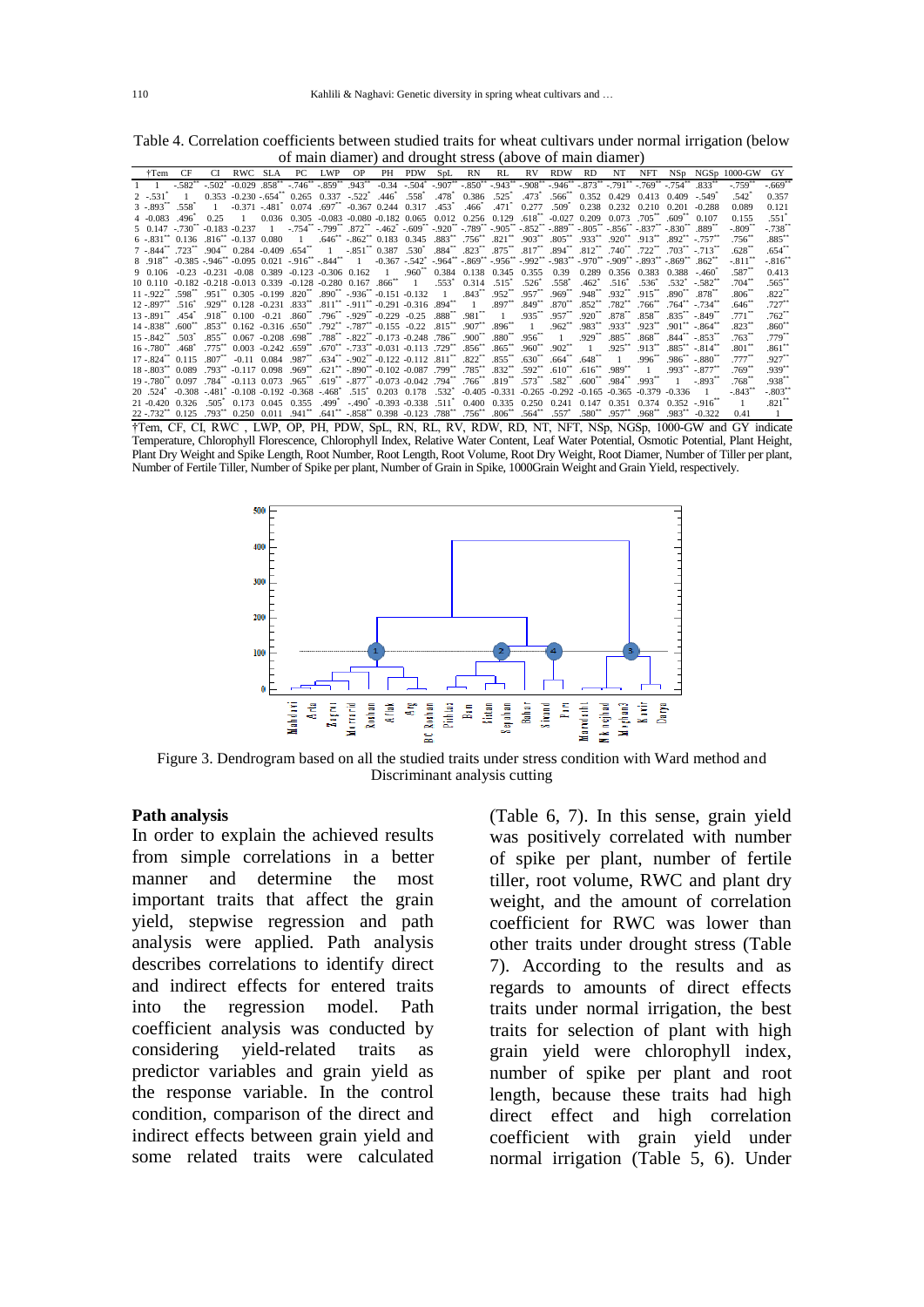Table 4. Correlation coefficients between studied traits for wheat cultivars under normal irrigation (below of main diamer) and drought stress (above of main diamer)

| | †Tem | CF | CI | RWC | SLA | PC | LWP | OP | PH | PDW | SpL | RN | RL | RV | RDW | RD | NT | NFT | NSp | NGSp | 1000-GW | GY |
|---|---|---|---|---|---|---|---|---|---|---|---|---|---|---|---|---|---|---|---|---|---|---|
| 1 | 1 | -.582** | -.502* | -0.029 | .858** | -.746** | -.859** | .943** | -0.34 | -.504* | -.907** | -.850** | -.943** | -.908** | -.946** | -.873** | -.791** | -.769** | -.754** | .833** | -.759** | -.669** |
| 2 | -.531* | 1 | 0.353 | -0.230 | -.654** | 0.265 | 0.337 | -.522* | .446* | .558* | .478* | 0.386 | .525* | .473* | .566** | 0.352 | 0.429 | 0.413 | 0.409 | -.549* | .542* | 0.357 |
| 3 | -.893** | .558* | 1 | -0.371 | -.481* | 0.074 | .697** | -0.367 | 0.244 | 0.317 | .453* | .466* | .471* | 0.277 | .509* | 0.238 | 0.232 | 0.210 | 0.201 | -0.288 | 0.089 | 0.121 |
| 4 | -0.083 | .496* | 0.25 | 1 | 0.036 | 0.305 | -0.083 | -0.080 | -0.182 | 0.065 | 0.012 | 0.256 | 0.129 | .618** | -0.027 | 0.209 | 0.073 | .705** | .609** | 0.107 | 0.155 | .551* |
| 5 | 0.147 | -.730** | -0.183 | -0.237 | 1 | -.754** | -.799** | .872** | -.462* | -.609** | -.920** | -.789** | -.905** | -.852** | -.889** | -.805** | -.856** | -.837** | -.830** | .889** | -.809** | -.738** |
| 6 | -.831** | 0.136 | .816** | -0.137 | 0.080 | 1 | .646** | -.862** | 0.183 | 0.345 | .883** | .756** | .821** | .903** | .805** | .933** | .920** | .913** | .892** | -.757** | .756** | .885** |
| 7 | -.844** | .723** | .904** | 0.284 | -0.409 | .654** | 1 | -.851** | 0.387 | .530* | .884** | .823** | .875** | .817** | .894** | .812** | .740** | .722** | .703** | -.713** | .628** | .654** |
| 8 | .918** | -0.385 | -.946** | -0.095 | 0.021 | -.916** | -.844** | 1 | -0.367 | -.542* | -.964** | -.869** | -.956** | -.992** | -.983** | -.970** | -.909** | -.893** | -.869** | .862** | -.811** | -.816** |
| 9 | 0.106 | -0.23 | -0.231 | -0.08 | 0.389 | -0.123 | -0.306 | 0.162 | 1 | .960** | 0.384 | 0.138 | 0.345 | 0.355 | 0.39 | 0.289 | 0.356 | 0.383 | 0.388 | -.460* | .587** | 0.413 |
| 10 | 0.110 | -0.182 | -0.218 | -0.013 | 0.339 | -0.128 | -0.280 | 0.167 | .866** | 1 | .553* | 0.314 | .515* | .526* | .558* | .462* | .516* | .536* | .532* | -.582** | .704** | .565** |
| 11 | -.922** | .598** | .951** | 0.305 | -0.199 | .820** | .890** | -.936** | -0.151 | -0.132 | 1 | .843** | .952** | .957** | .969** | .948** | .932** | .915** | .890** | .878** | .806** | .822** |
| 12 | -.897** | .516* | .929** | 0.128 | -0.231 | .833** | .811** | -.911** | -0.291 | -0.316 | .894** | 1 | .897** | .849** | .870** | .852** | .782** | .766** | .764** | -.734** | .646** | .727** |
| 13 | -.891** | .454* | .918** | 0.100 | -0.21 | .860** | .796** | -.929** | -0.229 | -0.25 | .888** | .981** | 1 | .935** | .957** | .920** | .878** | .858** | .835** | -.849** | .771** | .762** |
| 14 | -.838** | .600** | .853** | 0.162 | -0.316 | .650** | .792** | -.787** | -0.155 | -0.22 | .815** | .907** | .896** | 1 | .962** | .983** | .933** | .923** | .901** | -.864** | .823** | .860** |
| 15 | -.842** | .503* | .855** | 0.067 | -0.208 | .698** | .788** | -.822** | -0.173 | -0.248 | .786** | .900** | .880** | .956** | 1 | .929** | .885** | .868** | .844** | -.853** | .763** | .779** |
| 16 | -.780** | .468* | .775** | 0.003 | -0.242 | .659** | .670** | -.733** | -0.031 | -0.113 | .729** | .856** | .865** | .960** | .902** | 1 | .925** | .913** | .885** | -.814** | .801** | .861** |
| 17 | -.824** | 0.115 | .807** | -0.11 | 0.084 | .987** | .634** | -.902** | -0.122 | -0.112 | .811** | .822** | .855** | .630** | .664** | .648** | 1 | .996** | .986** | -.880** | .777** | .927** |
| 18 | -.803** | 0.089 | .793** | -0.117 | 0.098 | .969** | .621** | -.890** | -0.102 | -0.087 | .799** | .785** | .832** | .592** | .610** | .616** | .989** | 1 | .993** | -.877** | .769** | .939** |
| 19 | -.780** | 0.097 | .784** | -0.113 | 0.073 | .965** | .619** | -.877** | -0.073 | -0.042 | .794** | .766** | .819** | .573** | .582** | .600** | .984** | .993** | 1 | -.893** | .768** | .938** |
| 20 | .524* | -0.308 | -.481* | -0.108 | -0.192 | -0.368 | -.468* | .515* | 0.203 | 0.178 | .532* | -0.405 | -0.331 | -0.265 | -0.292 | -0.165 | -0.365 | -0.379 | -0.336 | 1 | -.843** | -.803** |
| 21 | -0.420 | 0.326 | .505* | 0.173 | 0.045 | 0.355 | .499* | -.490* | -0.393 | -0.338 | .511* | 0.400 | 0.335 | 0.250 | 0.241 | 0.147 | 0.351 | 0.374 | 0.352 | -.916** | 1 | .821** |
| 22 | -.732** | 0.125 | .793** | 0.250 | 0.011 | .941** | .641** | -.858** | 0.398 | -0.123 | .788** | .756** | .806** | .564** | .557* | .580** | .957** | .968** | .983** | -0.322 | 0.41 | 1 |

†Tem, CF, CI, RWC , LWP, OP, PH, PDW, SpL, RN, RL, RV, RDW, RD, NT, NFT, NSp, NGSp, 1000-GW and GY indicate Temperature, Chlorophyll Florescence, Chlorophyll Index, Relative Water Content, Leaf Water Potential, Osmotic Potential, Plant Height, Plant Dry Weight and Spike Length, Root Number, Root Length, Root Volume, Root Dry Weight, Root Diamer, Number of Tiller per plant, Number of Fertile Tiller, Number of Spike per plant, Number of Grain in Spike, 1000Grain Weight and Grain Yield, respectively.

500
400
300
200
100
0
1
2
4
3
Mahdavi
Arta
Zagros
Marvdasht
Roshan
Alvand
Arg
BC Roshan
Pishtaz
Bam
Sistan
Sepahan
Bahar
Sivand
Pars
Marvdasht
Niknejhad
Moghan3
Kavir
Darya

Figure 3. Dendrogram based on all the studied traits under stress condition with Ward method and Discriminant analysis cutting

## Path analysis

In order to explain the achieved results from simple correlations in a better manner and determine the most important traits that affect the grain yield, stepwise regression and path analysis were applied. Path analysis describes correlations to identify direct and indirect effects for entered traits into the regression model. Path coefficient analysis was conducted by considering yield-related traits as predictor variables and grain yield as the response variable. In the control condition, comparison of the direct and indirect effects between grain yield and some related traits were calculated (Table 6, 7). In this sense, grain yield was positively correlated with number of spike per plant, number of fertile tiller, root volume, RWC and plant dry weight, and the amount of correlation coefficient for RWC was lower than other traits under drought stress (Table 7). According to the results and as regards to amounts of direct effects traits under normal irrigation, the best traits for selection of plant with high grain yield were chlorophyll index, number of spike per plant and root length, because these traits had high direct effect and high correlation coefficient with grain yield under normal irrigation (Table 5, 6). Under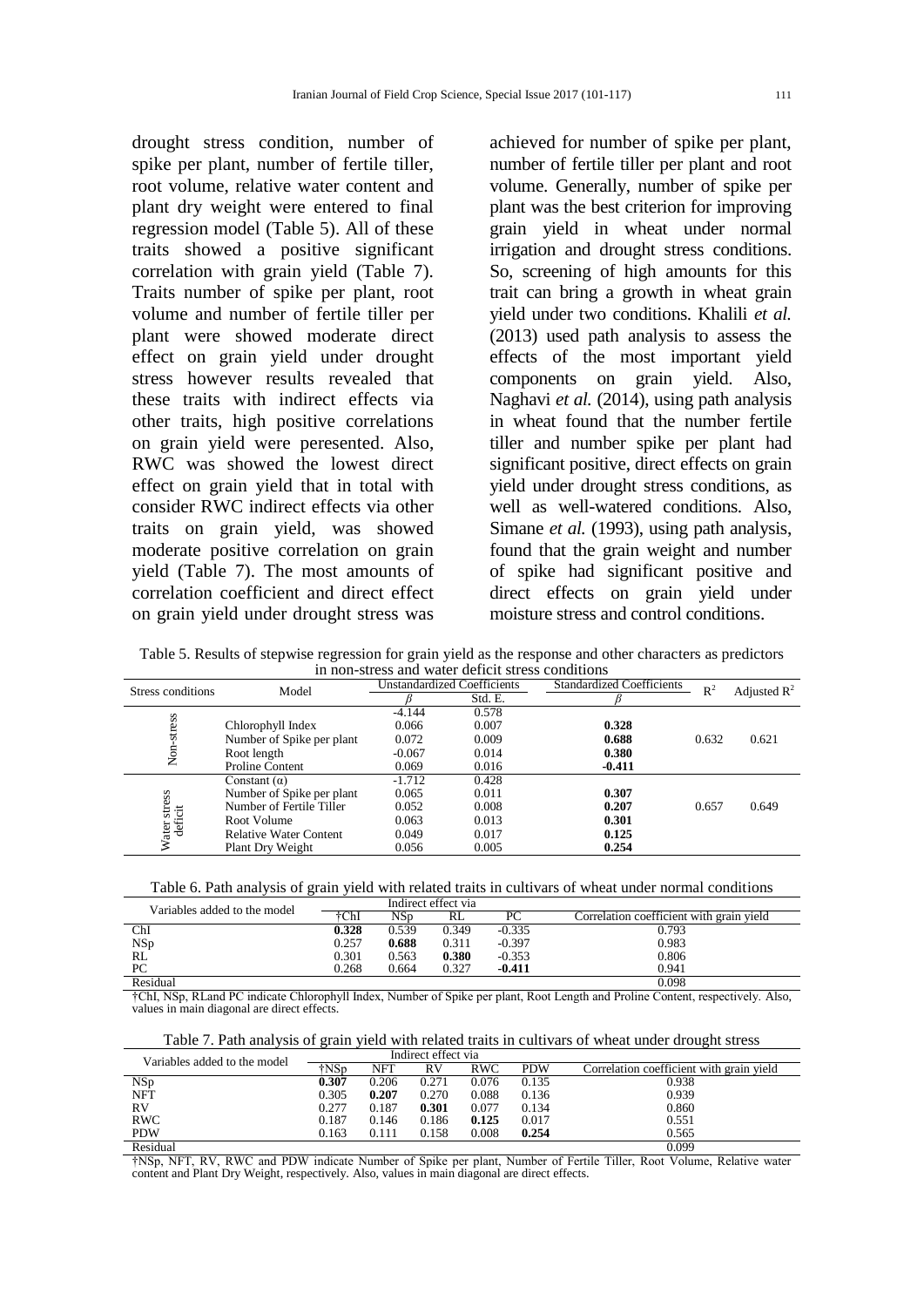drought stress condition, number of spike per plant, number of fertile tiller, root volume, relative water content and plant dry weight were entered to final regression model (Table 5). All of these traits showed a positive significant correlation with grain yield (Table 7). Traits number of spike per plant, root volume and number of fertile tiller per plant were showed moderate direct effect on grain yield under drought stress however results revealed that these traits with indirect effects via other traits, high positive correlations on grain yield were peresented. Also, RWC was showed the lowest direct effect on grain yield that in total with consider RWC indirect effects via other traits on grain yield, was showed moderate positive correlation on grain yield (Table 7). The most amounts of correlation coefficient and direct effect on grain yield under drought stress was achieved for number of spike per plant, number of fertile tiller per plant and root volume. Generally, number of spike per plant was the best criterion for improving grain yield in wheat under normal irrigation and drought stress conditions. So, screening of high amounts for this trait can bring a growth in wheat grain yield under two conditions. Khalili *et al.* (2013) used path analysis to assess the effects of the most important yield components on grain yield. Also, Naghavi *et al.* (2014), using path analysis in wheat found that the number fertile tiller and number spike per plant had significant positive, direct effects on grain yield under drought stress conditions, as well as well-watered conditions. Also, Simane *et al.* (1993), using path analysis, found that the grain weight and number of spike had significant positive and direct effects on grain yield under moisture stress and control conditions.

Table 5. Results of stepwise regression for grain yield as the response and other characters as predictors in non-stress and water deficit stress conditions

| Stress conditions | Model | Unstandardized Coefficients | | Standardized Coefficients | $R^2$ | Adjusted $R^2$ |
|---|---|---|---|---|---|---|
| | | $\beta$ | Std. E. | $\beta$ | | |
| Non-stress | | -4.144 | 0.578 | | | |
| | Chlorophyll Index | 0.066 | 0.007 | **0.328** | | |
| | Number of Spike per plant | 0.072 | 0.009 | **0.688** | 0.632 | 0.621 |
| | Root length | -0.067 | 0.014 | **0.380** | | |
| | Proline Content | 0.069 | 0.016 | **-0.411** | | |
| Water stress deficit | Constant (α) | -1.712 | 0.428 | | | |
| | Number of Spike per plant | 0.065 | 0.011 | **0.307** | | |
| | Number of Fertile Tiller | 0.052 | 0.008 | **0.207** | 0.657 | 0.649 |
| | Root Volume | 0.063 | 0.013 | **0.301** | | |
| | Relative Water Content | 0.049 | 0.017 | **0.125** | | |
| | Plant Dry Weight | 0.056 | 0.005 | **0.254** | | |

Table 6. Path analysis of grain yield with related traits in cultivars of wheat under normal conditions

| Variables added to the model | Indirect effect via | | | | Correlation coefficient with grain yield |
|---|---|---|---|---|---|
| | †ChI | NSp | RL | PC | |
| ChI | **0.328** | 0.539 | 0.349 | -0.335 | 0.793 |
| NSp | 0.257 | **0.688** | 0.311 | -0.397 | 0.983 |
| RL | 0.301 | 0.563 | **0.380** | -0.353 | 0.806 |
| PC | 0.268 | 0.664 | 0.327 | **-0.411** | 0.941 |
| Residual | | | | | 0.098 |

†ChI, NSp, RLand PC indicate Chlorophyll Index, Number of Spike per plant, Root Length and Proline Content, respectively. Also, values in main diagonal are direct effects.

Table 7. Path analysis of grain yield with related traits in cultivars of wheat under drought stress

| Variables added to the model | Indirect effect via | | | | | Correlation coefficient with grain yield |
|---|---|---|---|---|---|---|
| | †NSp | NFT | RV | RWC | PDW | |
| NSp | **0.307** | 0.206 | 0.271 | 0.076 | 0.135 | 0.938 |
| NFT | 0.305 | **0.207** | 0.270 | 0.088 | 0.136 | 0.939 |
| RV | 0.277 | 0.187 | **0.301** | 0.077 | 0.134 | 0.860 |
| RWC | 0.187 | 0.146 | 0.186 | **0.125** | 0.017 | 0.551 |
| PDW | 0.163 | 0.111 | 0.158 | 0.008 | **0.254** | 0.565 |
| Residual | | | | | | 0.099 |

†NSp, NFT, RV, RWC and PDW indicate Number of Spike per plant, Number of Fertile Tiller, Root Volume, Relative water content and Plant Dry Weight, respectively. Also, values in main diagonal are direct effects.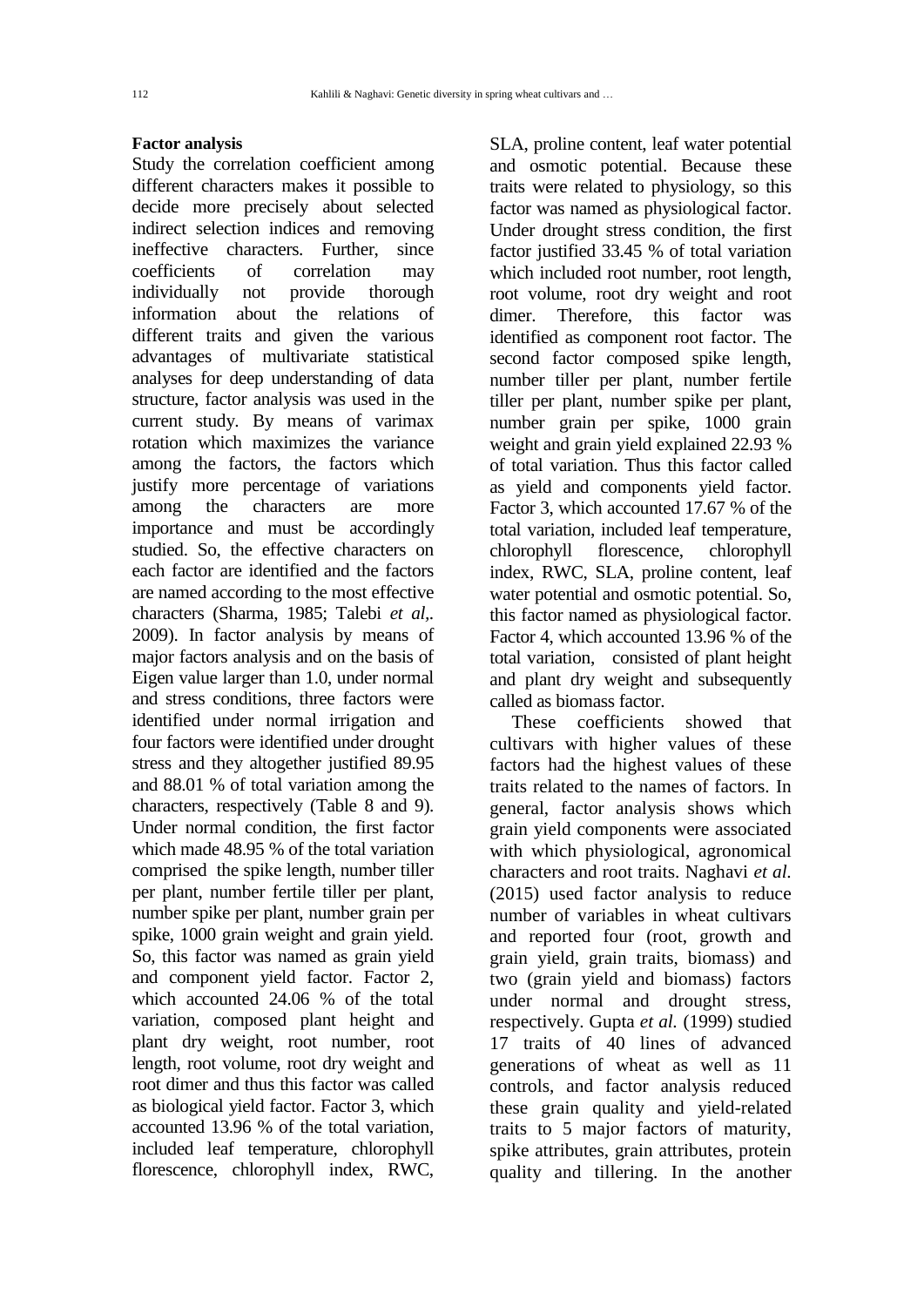### Factor analysis

Study the correlation coefficient among different characters makes it possible to decide more precisely about selected indirect selection indices and removing ineffective characters. Further, since coefficients of correlation may individually not provide thorough information about the relations of different traits and given the various advantages of multivariate statistical analyses for deep understanding of data structure, factor analysis was used in the current study. By means of varimax rotation which maximizes the variance among the factors, the factors which justify more percentage of variations among the characters are more importance and must be accordingly studied. So, the effective characters on each factor are identified and the factors are named according to the most effective characters (Sharma, 1985; Talebi *et al*,. 2009). In factor analysis by means of major factors analysis and on the basis of Eigen value larger than 1.0, under normal and stress conditions, three factors were identified under normal irrigation and four factors were identified under drought stress and they altogether justified 89.95 and 88.01 % of total variation among the characters, respectively (Table 8 and 9). Under normal condition, the first factor which made 48.95 % of the total variation comprised the spike length, number tiller per plant, number fertile tiller per plant, number spike per plant, number grain per spike, 1000 grain weight and grain yield. So, this factor was named as grain yield and component yield factor. Factor 2, which accounted 24.06 % of the total variation, composed plant height and plant dry weight, root number, root length, root volume, root dry weight and root dimer and thus this factor was called as biological yield factor. Factor 3, which accounted 13.96 % of the total variation, included leaf temperature, chlorophyll florescence, chlorophyll index, RWC, SLA, proline content, leaf water potential and osmotic potential. Because these traits were related to physiology, so this factor was named as physiological factor. Under drought stress condition, the first factor justified 33.45 % of total variation which included root number, root length, root volume, root dry weight and root dimer. Therefore, this factor was identified as component root factor. The second factor composed spike length, number tiller per plant, number fertile tiller per plant, number spike per plant, number grain per spike, 1000 grain weight and grain yield explained 22.93 % of total variation. Thus this factor called as yield and components yield factor. Factor 3, which accounted 17.67 % of the total variation, included leaf temperature, chlorophyll florescence, chlorophyll index, RWC, SLA, proline content, leaf water potential and osmotic potential. So, this factor named as physiological factor. Factor 4, which accounted 13.96 % of the total variation, consisted of plant height and plant dry weight and subsequently called as biomass factor.

These coefficients showed that cultivars with higher values of these factors had the highest values of these traits related to the names of factors. In general, factor analysis shows which grain yield components were associated with which physiological, agronomical characters and root traits. Naghavi *et al.* (2015) used factor analysis to reduce number of variables in wheat cultivars and reported four (root, growth and grain yield, grain traits, biomass) and two (grain yield and biomass) factors under normal and drought stress, respectively. Gupta *et al.* (1999) studied 17 traits of 40 lines of advanced generations of wheat as well as 11 controls, and factor analysis reduced these grain quality and yield-related traits to 5 major factors of maturity, spike attributes, grain attributes, protein quality and tillering. In the another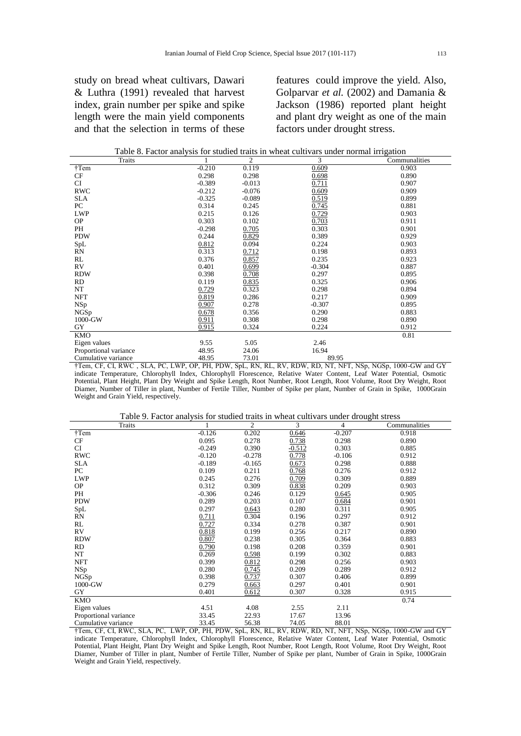study on bread wheat cultivars, Dawari & Luthra (1991) revealed that harvest index, grain number per spike and spike length were the main yield components and that the selection in terms of these features could improve the yield. Also, Golparvar *et al.* (2002) and Damania & Jackson (1986) reported plant height and plant dry weight as one of the main factors under drought stress.

Table 8. Factor analysis for studied traits in wheat cultivars under normal irrigation

| Traits | 1 | 2 | 3 | Communalities |
|---|---|---|---|---|
| †Tem | -0.210 | 0.119 | <u>0.609</u> | 0.903 |
| CF | 0.298 | 0.298 | <u>0.698</u> | 0.890 |
| CI | -0.389 | -0.013 | <u>0.711</u> | 0.907 |
| RWC | -0.212 | -0.076 | <u>0.609</u> | 0.909 |
| SLA | -0.325 | -0.089 | <u>0.519</u> | 0.899 |
| PC | 0.314 | 0.245 | <u>0.745</u> | 0.881 |
| LWP | 0.215 | 0.126 | <u>0.729</u> | 0.903 |
| OP | 0.303 | 0.102 | <u>0.703</u> | 0.911 |
| PH | -0.298 | <u>0.705</u> | 0.303 | 0.901 |
| PDW | 0.244 | <u>0.829</u> | 0.389 | 0.929 |
| SpL | <u>0.812</u> | 0.094 | 0.224 | 0.903 |
| RN | 0.313 | <u>0.712</u> | 0.198 | 0.893 |
| RL | 0.376 | <u>0.857</u> | 0.235 | 0.923 |
| RV | 0.401 | <u>0.699</u> | -0.304 | 0.887 |
| RDW | 0.398 | <u>0.708</u> | 0.297 | 0.895 |
| RD | 0.119 | <u>0.835</u> | 0.325 | 0.906 |
| NT | <u>0.729</u> | 0.323 | 0.298 | 0.894 |
| NFT | <u>0.819</u> | 0.286 | 0.217 | 0.909 |
| NSp | <u>0.907</u> | 0.278 | -0.307 | 0.895 |
| NGSp | <u>0.678</u> | 0.356 | 0.290 | 0.883 |
| 1000-GW | <u>0.911</u> | 0.308 | 0.298 | 0.890 |
| GY | <u>0.915</u> | 0.324 | 0.224 | 0.912 |
| KMO | | | | 0.81 |
| Eigen values | 9.55 | 5.05 | 2.46 | |
| Proportional variance | 48.95 | 24.06 | 16.94 | |
| Cumulative variance | 48.95 | 73.01 | 89.95 | |

†Tem, CF, CI, RWC , SLA, PC, LWP, OP, PH, PDW, SpL, RN, RL, RV, RDW, RD, NT, NFT, NSp, NGSp, 1000-GW and GY indicate Temperature, Chlorophyll Index, Chlorophyll Florescence, Relative Water Content, Leaf Water Potential, Osmotic Potential, Plant Height, Plant Dry Weight and Spike Length, Root Number, Root Length, Root Volume, Root Dry Weight, Root Diamer, Number of Tiller in plant, Number of Fertile Tiller, Number of Spike per plant, Number of Grain in Spike, 1000Grain Weight and Grain Yield, respectively.

Table 9. Factor analysis for studied traits in wheat cultivars under drought stress

| Traits | 1 | 2 | 3 | 4 | Communalities |
|---|---|---|---|---|---|
| †Tem | -0.126 | 0.202 | <u>0.646</u> | -0.207 | 0.918 |
| CF | 0.095 | 0.278 | <u>0.738</u> | 0.298 | 0.890 |
| CI | -0.249 | 0.390 | <u>-0.512</u> | 0.303 | 0.885 |
| RWC | -0.120 | -0.278 | <u>0.778</u> | -0.106 | 0.912 |
| SLA | -0.189 | -0.165 | <u>0.673</u> | 0.298 | 0.888 |
| PC | 0.109 | 0.211 | <u>0.768</u> | 0.276 | 0.912 |
| LWP | 0.245 | 0.276 | <u>0.709</u> | 0.309 | 0.889 |
| OP | 0.312 | 0.309 | <u>0.838</u> | 0.209 | 0.903 |
| PH | -0.306 | 0.246 | 0.129 | <u>0.645</u> | 0.905 |
| PDW | 0.289 | 0.203 | 0.107 | <u>0.684</u> | 0.901 |
| SpL | 0.297 | <u>0.643</u> | 0.280 | 0.311 | 0.905 |
| RN | <u>0.711</u> | 0.304 | 0.196 | 0.297 | 0.912 |
| RL | <u>0.727</u> | 0.334 | 0.278 | 0.387 | 0.901 |
| RV | <u>0.818</u> | 0.199 | 0.256 | 0.217 | 0.890 |
| RDW | <u>0.807</u> | 0.238 | 0.305 | 0.364 | 0.883 |
| RD | <u>0.790</u> | 0.198 | 0.208 | 0.359 | 0.901 |
| NT | 0.269 | <u>0.598</u> | 0.199 | 0.302 | 0.883 |
| NFT | 0.399 | <u>0.812</u> | 0.298 | 0.256 | 0.903 |
| NSp | 0.280 | <u>0.745</u> | 0.209 | 0.289 | 0.912 |
| NGSp | 0.398 | <u>0.737</u> | 0.307 | 0.406 | 0.899 |
| 1000-GW | 0.279 | <u>0.663</u> | 0.297 | 0.401 | 0.901 |
| GY | 0.401 | <u>0.612</u> | 0.307 | 0.328 | 0.915 |
| KMO | | | | | 0.74 |
| Eigen values | 4.51 | 4.08 | 2.55 | 2.11 | |
| Proportional variance | 33.45 | 22.93 | 17.67 | 13.96 | |
| Cumulative variance | 33.45 | 56.38 | 74.05 | 88.01 | |

†Tem, CF, CI, RWC, SLA, PC, LWP, OP, PH, PDW, SpL, RN, RL, RV, RDW, RD, NT, NFT, NSp, NGSp, 1000-GW and GY indicate Temperature, Chlorophyll Index, Chlorophyll Florescence, Relative Water Content, Leaf Water Potential, Osmotic Potential, Plant Height, Plant Dry Weight and Spike Length, Root Number, Root Length, Root Volume, Root Dry Weight, Root Diamer, Number of Tiller in plant, Number of Fertile Tiller, Number of Spike per plant, Number of Grain in Spike, 1000Grain Weight and Grain Yield, respectively.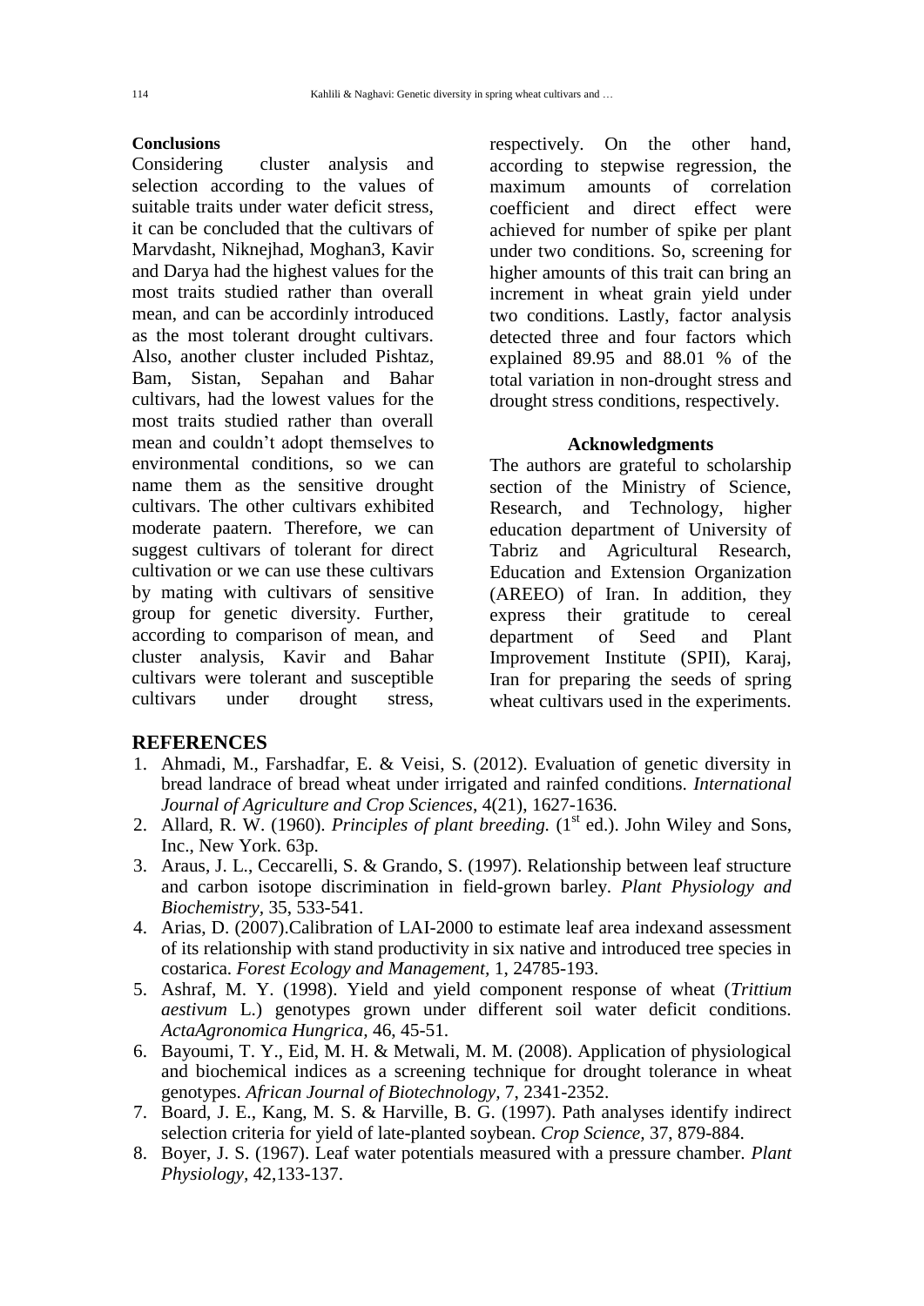**Conclusions**

Considering cluster analysis and selection according to the values of suitable traits under water deficit stress, it can be concluded that the cultivars of Marvdasht, Niknejhad, Moghan3, Kavir and Darya had the highest values for the most traits studied rather than overall mean, and can be accordinly introduced as the most tolerant drought cultivars. Also, another cluster included Pishtaz, Bam, Sistan, Sepahan and Bahar cultivars, had the lowest values for the most traits studied rather than overall mean and couldn't adopt themselves to environmental conditions, so we can name them as the sensitive drought cultivars. The other cultivars exhibited moderate paatern. Therefore, we can suggest cultivars of tolerant for direct cultivation or we can use these cultivars by mating with cultivars of sensitive group for genetic diversity. Further, according to comparison of mean, and cluster analysis, Kavir and Bahar cultivars were tolerant and susceptible cultivars under drought stress, respectively. On the other hand, according to stepwise regression, the maximum amounts of correlation coefficient and direct effect were achieved for number of spike per plant under two conditions. So, screening for higher amounts of this trait can bring an increment in wheat grain yield under two conditions. Lastly, factor analysis detected three and four factors which explained 89.95 and 88.01 % of the total variation in non-drought stress and drought stress conditions, respectively.

**Acknowledgments**

The authors are grateful to scholarship section of the Ministry of Science, Research, and Technology, higher education department of University of Tabriz and Agricultural Research, Education and Extension Organization (AREEO) of Iran. In addition, they express their gratitude to cereal department of Seed and Plant Improvement Institute (SPII), Karaj, Iran for preparing the seeds of spring wheat cultivars used in the experiments.

## REFERENCES

1. Ahmadi, M., Farshadfar, E. & Veisi, S. (2012). Evaluation of genetic diversity in bread landrace of bread wheat under irrigated and rainfed conditions. *International Journal of Agriculture and Crop Sciences*, 4(21), 1627-1636.
2. Allard, R. W. (1960). *Principles of plant breeding.* (1st ed.). John Wiley and Sons, Inc., New York. 63p.
3. Araus, J. L., Ceccarelli, S. & Grando, S. (1997). Relationship between leaf structure and carbon isotope discrimination in field-grown barley. *Plant Physiology and Biochemistry*, 35, 533-541.
4. Arias, D. (2007).Calibration of LAI-2000 to estimate leaf area indexand assessment of its relationship with stand productivity in six native and introduced tree species in costarica. *Forest Ecology and Management*, 1, 24785-193.
5. Ashraf, M. Y. (1998). Yield and yield component response of wheat (*Trittium aestivum* L.) genotypes grown under different soil water deficit conditions. *ActaAgronomica Hungrica*, 46, 45-51.
6. Bayoumi, T. Y., Eid, M. H. & Metwali, M. M. (2008). Application of physiological and biochemical indices as a screening technique for drought tolerance in wheat genotypes. *African Journal of Biotechnology*, 7, 2341-2352.
7. Board, J. E., Kang, M. S. & Harville, B. G. (1997). Path analyses identify indirect selection criteria for yield of late-planted soybean. *Crop Science*, 37, 879-884.
8. Boyer, J. S. (1967). Leaf water potentials measured with a pressure chamber. *Plant Physiology*, 42,133-137.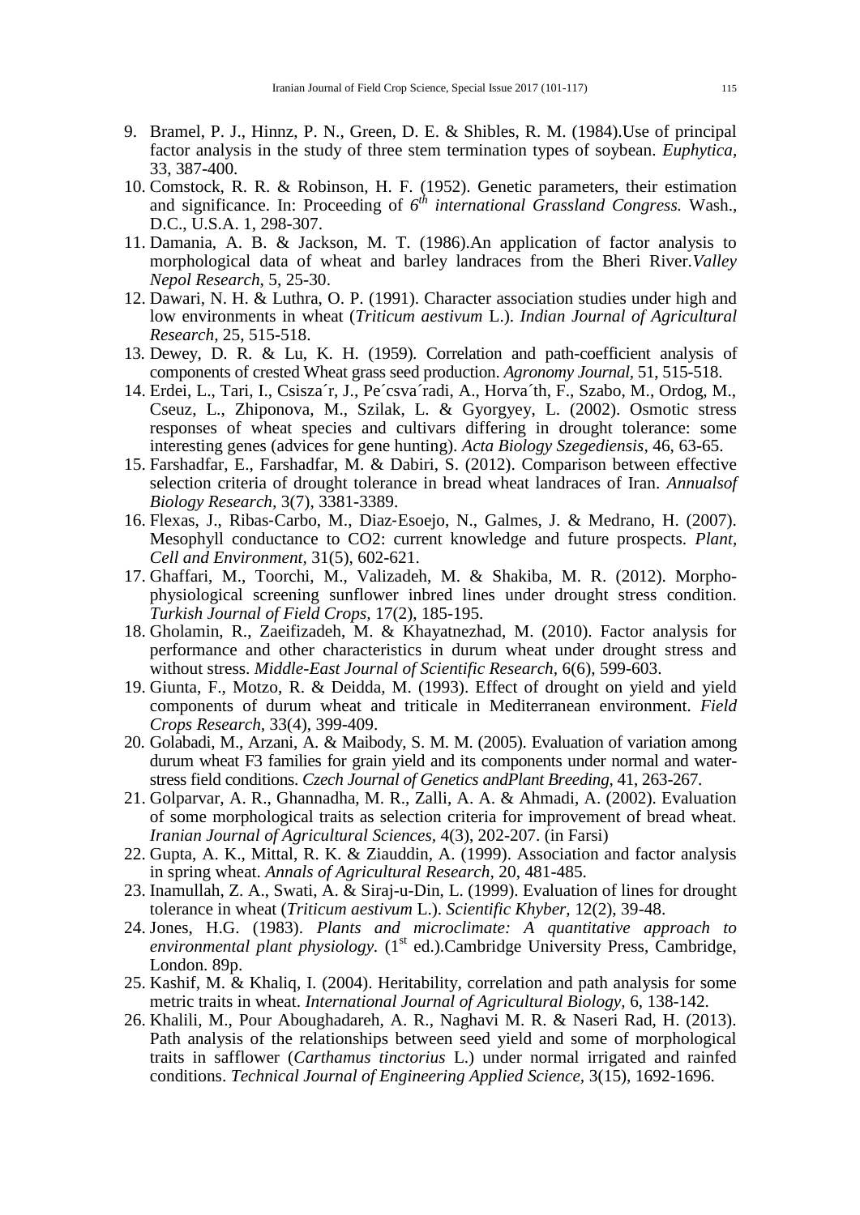9. Bramel, P. J., Hinnz, P. N., Green, D. E. & Shibles, R. M. (1984).Use of principal factor analysis in the study of three stem termination types of soybean. *Euphytica*, 33, 387-400.
10. Comstock, R. R. & Robinson, H. F. (1952). Genetic parameters, their estimation and significance. In: Proceeding of *6th international Grassland Congress.* Wash., D.C., U.S.A. 1, 298-307.
11. Damania, A. B. & Jackson, M. T. (1986).An application of factor analysis to morphological data of wheat and barley landraces from the Bheri River.*Valley Nepol Research*, 5, 25-30.
12. Dawari, N. H. & Luthra, O. P. (1991). Character association studies under high and low environments in wheat (*Triticum aestivum* L.). *Indian Journal of Agricultural Research*, 25, 515-518.
13. Dewey, D. R. & Lu, K. H. (1959). Correlation and path-coefficient analysis of components of crested Wheat grass seed production. *Agronomy Journal*, 51, 515-518.
14. Erdei, L., Tari, I., Csisza´r, J., Pe´csva´radi, A., Horva´th, F., Szabo, M., Ordog, M., Cseuz, L., Zhiponova, M., Szilak, L. & Gyorgyey, L. (2002). Osmotic stress responses of wheat species and cultivars differing in drought tolerance: some interesting genes (advices for gene hunting). *Acta Biology Szegediensis*, 46, 63-65.
15. Farshadfar, E., Farshadfar, M. & Dabiri, S. (2012). Comparison between effective selection criteria of drought tolerance in bread wheat landraces of Iran. *Annualsof Biology Research*, 3(7), 3381-3389.
16. Flexas, J., Ribas-Carbo, M., Diaz-Esoejo, N., Galmes, J. & Medrano, H. (2007). Mesophyll conductance to CO2: current knowledge and future prospects. *Plant, Cell and Environment*, 31(5), 602-621.
17. Ghaffari, M., Toorchi, M., Valizadeh, M. & Shakiba, M. R. (2012). Morpho-physiological screening sunflower inbred lines under drought stress condition. *Turkish Journal of Field Crops*, 17(2), 185-195.
18. Gholamin, R., Zaeifizadeh, M. & Khayatnezhad, M. (2010). Factor analysis for performance and other characteristics in durum wheat under drought stress and without stress. *Middle-East Journal of Scientific Research*, 6(6), 599-603.
19. Giunta, F., Motzo, R. & Deidda, M. (1993). Effect of drought on yield and yield components of durum wheat and triticale in Mediterranean environment. *Field Crops Research*, 33(4), 399-409.
20. Golabadi, M., Arzani, A. & Maibody, S. M. M. (2005). Evaluation of variation among durum wheat F3 families for grain yield and its components under normal and water-stress field conditions. *Czech Journal of Genetics andPlant Breeding*, 41, 263-267.
21. Golparvar, A. R., Ghannadha, M. R., Zalli, A. A. & Ahmadi, A. (2002). Evaluation of some morphological traits as selection criteria for improvement of bread wheat. *Iranian Journal of Agricultural Sciences*, 4(3), 202-207. (in Farsi)
22. Gupta, A. K., Mittal, R. K. & Ziauddin, A. (1999). Association and factor analysis in spring wheat. *Annals of Agricultural Research*, 20, 481-485.
23. Inamullah, Z. A., Swati, A. & Siraj-u-Din, L. (1999). Evaluation of lines for drought tolerance in wheat (*Triticum aestivum* L.). *Scientific Khyber*, 12(2), 39-48.
24. Jones, H.G. (1983). *Plants and microclimate: A quantitative approach to environmental plant physiology.* (1st ed.).Cambridge University Press, Cambridge, London. 89p.
25. Kashif, M. & Khaliq, I. (2004). Heritability, correlation and path analysis for some metric traits in wheat. *International Journal of Agricultural Biology*, 6, 138-142.
26. Khalili, M., Pour Aboughadareh, A. R., Naghavi M. R. & Naseri Rad, H. (2013). Path analysis of the relationships between seed yield and some of morphological traits in safflower (*Carthamus tinctorius* L.) under normal irrigated and rainfed conditions. *Technical Journal of Engineering Applied Science*, 3(15), 1692-1696.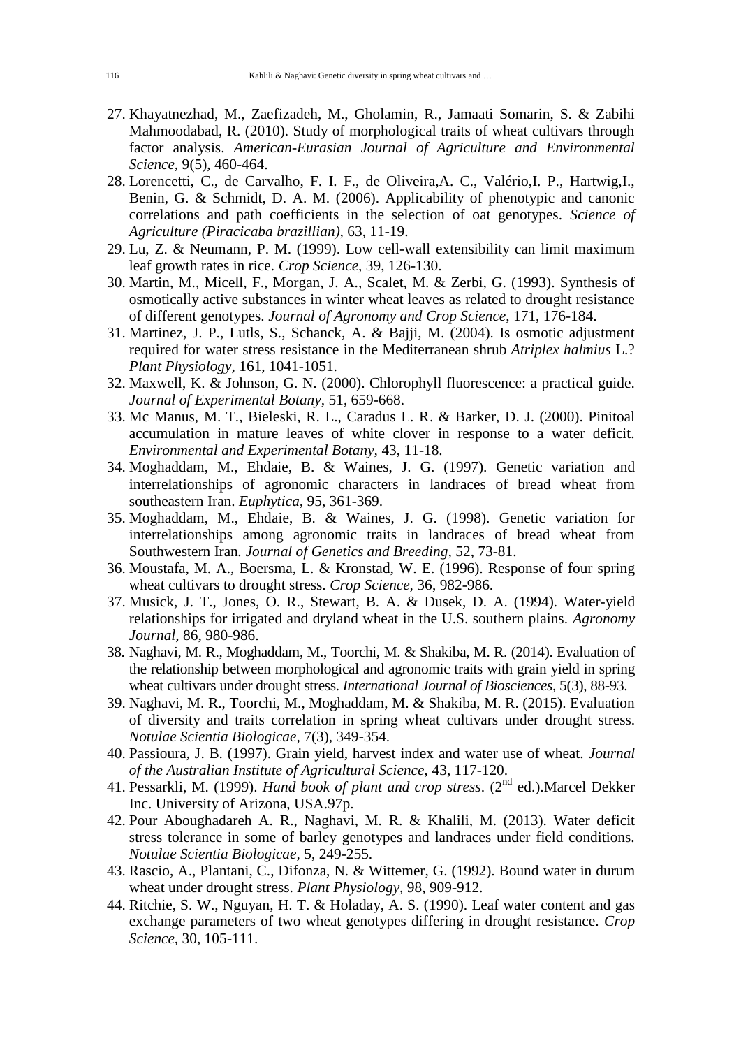27. Khayatnezhad, M., Zaefizadeh, M., Gholamin, R., Jamaati Somarin, S. & Zabihi Mahmoodabad, R. (2010). Study of morphological traits of wheat cultivars through factor analysis. *American-Eurasian Journal of Agriculture and Environmental Science*, 9(5), 460-464.
28. Lorencetti, C., de Carvalho, F. I. F., de Oliveira,A. C., Valério,I. P., Hartwig,I., Benin, G. & Schmidt, D. A. M. (2006). Applicability of phenotypic and canonic correlations and path coefficients in the selection of oat genotypes. *Science of Agriculture (Piracicaba brazillian)*, 63, 11-19.
29. Lu, Z. & Neumann, P. M. (1999). Low cell-wall extensibility can limit maximum leaf growth rates in rice. *Crop Science*, 39, 126-130.
30. Martin, M., Micell, F., Morgan, J. A., Scalet, M. & Zerbi, G. (1993). Synthesis of osmotically active substances in winter wheat leaves as related to drought resistance of different genotypes. *Journal of Agronomy and Crop Science*, 171, 176-184.
31. Martinez, J. P., Lutls, S., Schanck, A. & Bajji, M. (2004). Is osmotic adjustment required for water stress resistance in the Mediterranean shrub *Atriplex halmius* L.? *Plant Physiology*, 161, 1041-1051.
32. Maxwell, K. & Johnson, G. N. (2000). Chlorophyll fluorescence: a practical guide. *Journal of Experimental Botany*, 51, 659-668.
33. Mc Manus, M. T., Bieleski, R. L., Caradus L. R. & Barker, D. J. (2000). Pinitoal accumulation in mature leaves of white clover in response to a water deficit. *Environmental and Experimental Botany*, 43, 11-18.
34. Moghaddam, M., Ehdaie, B. & Waines, J. G. (1997). Genetic variation and interrelationships of agronomic characters in landraces of bread wheat from southeastern Iran. *Euphytica*, 95, 361-369.
35. Moghaddam, M., Ehdaie, B. & Waines, J. G. (1998). Genetic variation for interrelationships among agronomic traits in landraces of bread wheat from Southwestern Iran. *Journal of Genetics and Breeding*, 52, 73-81.
36. Moustafa, M. A., Boersma, L. & Kronstad, W. E. (1996). Response of four spring wheat cultivars to drought stress. *Crop Science*, 36, 982-986.
37. Musick, J. T., Jones, O. R., Stewart, B. A. & Dusek, D. A. (1994). Water-yield relationships for irrigated and dryland wheat in the U.S. southern plains. *Agronomy Journal*, 86, 980-986.
38. Naghavi, M. R., Moghaddam, M., Toorchi, M. & Shakiba, M. R. (2014). Evaluation of the relationship between morphological and agronomic traits with grain yield in spring wheat cultivars under drought stress. *International Journal of Biosciences*, 5(3), 88-93.
39. Naghavi, M. R., Toorchi, M., Moghaddam, M. & Shakiba, M. R. (2015). Evaluation of diversity and traits correlation in spring wheat cultivars under drought stress. *Notulae Scientia Biologicae*, 7(3), 349-354.
40. Passioura, J. B. (1997). Grain yield, harvest index and water use of wheat. *Journal of the Australian Institute of Agricultural Science*, 43, 117-120.
41. Pessarkli, M. (1999). *Hand book of plant and crop stress*. (2nd ed.).Marcel Dekker Inc. University of Arizona, USA.97p.
42. Pour Aboughadareh A. R., Naghavi, M. R. & Khalili, M. (2013). Water deficit stress tolerance in some of barley genotypes and landraces under field conditions. *Notulae Scientia Biologicae*, 5, 249-255.
43. Rascio, A., Plantani, C., Difonza, N. & Wittemer, G. (1992). Bound water in durum wheat under drought stress. *Plant Physiology*, 98, 909-912.
44. Ritchie, S. W., Nguyan, H. T. & Holaday, A. S. (1990). Leaf water content and gas exchange parameters of two wheat genotypes differing in drought resistance. *Crop Science*, 30, 105-111.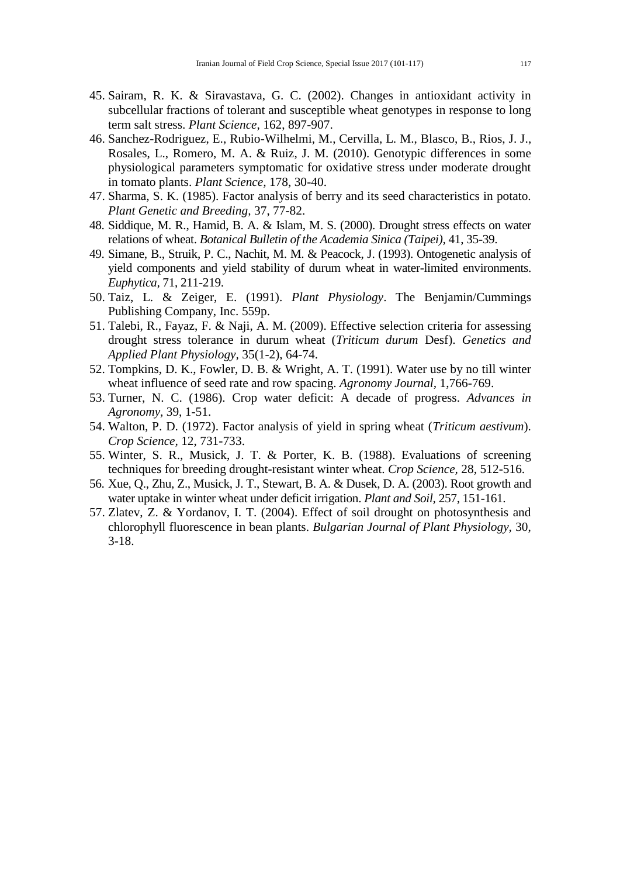45. Sairam, R. K. & Siravastava, G. C. (2002). Changes in antioxidant activity in subcellular fractions of tolerant and susceptible wheat genotypes in response to long term salt stress. *Plant Science,* 162, 897-907.
46. Sanchez-Rodriguez, E., Rubio-Wilhelmi, M., Cervilla, L. M., Blasco, B., Rios, J. J., Rosales, L., Romero, M. A. & Ruiz, J. M. (2010). Genotypic differences in some physiological parameters symptomatic for oxidative stress under moderate drought in tomato plants. *Plant Science,* 178, 30-40.
47. Sharma, S. K. (1985). Factor analysis of berry and its seed characteristics in potato. *Plant Genetic and Breeding,* 37, 77-82.
48. Siddique, M. R., Hamid, B. A. & Islam, M. S. (2000). Drought stress effects on water relations of wheat. *Botanical Bulletin of the Academia Sinica (Taipei),* 41, 35-39.
49. Simane, B., Struik, P. C., Nachit, M. M. & Peacock, J. (1993). Ontogenetic analysis of yield components and yield stability of durum wheat in water-limited environments. *Euphytica,* 71, 211-219.
50. Taiz, L. & Zeiger, E. (1991). *Plant Physiology*. The Benjamin/Cummings Publishing Company, Inc. 559p.
51. Talebi, R., Fayaz, F. & Naji, A. M. (2009). Effective selection criteria for assessing drought stress tolerance in durum wheat (*Triticum durum* Desf). *Genetics and Applied Plant Physiology,* 35(1-2), 64-74.
52. Tompkins, D. K., Fowler, D. B. & Wright, A. T. (1991). Water use by no till winter wheat influence of seed rate and row spacing. *Agronomy Journal,* 1,766-769.
53. Turner, N. C. (1986). Crop water deficit: A decade of progress. *Advances in Agronomy,* 39, 1-51.
54. Walton, P. D. (1972). Factor analysis of yield in spring wheat (*Triticum aestivum*). *Crop Science,* 12, 731-733.
55. Winter, S. R., Musick, J. T. & Porter, K. B. (1988). Evaluations of screening techniques for breeding drought-resistant winter wheat. *Crop Science,* 28, 512-516.
56. Xue, Q., Zhu, Z., Musick, J. T., Stewart, B. A. & Dusek, D. A. (2003). Root growth and water uptake in winter wheat under deficit irrigation. *Plant and Soil,* 257, 151-161.
57. Zlatev, Z. & Yordanov, I. T. (2004). Effect of soil drought on photosynthesis and chlorophyll fluorescence in bean plants. *Bulgarian Journal of Plant Physiology,* 30, 3-18.